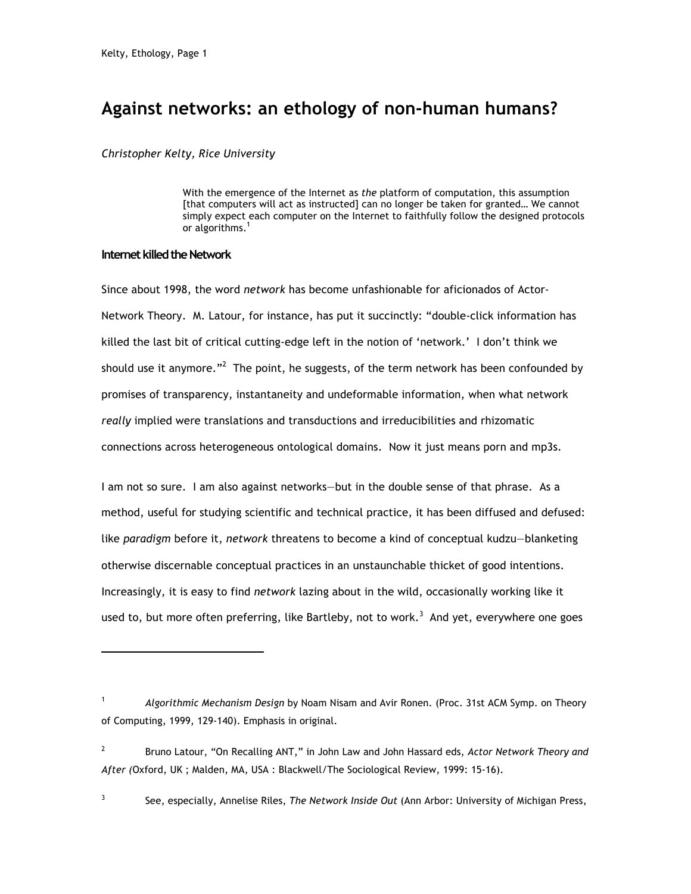# Against networks: an ethology of non-human humans?

*Christopher Kelty, Rice University*

> With the emergence of the Internet as *the* platform of computation, this assumption [that computers will act as instructed] can no longer be taken for granted… We cannot simply expect each computer on the Internet to faithfully follow the designed protocols or algorithms.[1]

## Internet killed the Network

Since about 1998, the word *network* has become unfashionable for aficionados of Actor-Network Theory. M. Latour, for instance, has put it succinctly: "double-click information has killed the last bit of critical cutting-edge left in the notion of 'network.' I don't think we should use it anymore."[2] The point, he suggests, of the term network has been confounded by promises of transparency, instantaneity and undeformable information, when what network *really* implied were translations and transductions and irreducibilities and rhizomatic connections across heterogeneous ontological domains. Now it just means porn and mp3s.

I am not so sure. I am also against networks—but in the double sense of that phrase. As a method, useful for studying scientific and technical practice, it has been diffused and defused: like *paradigm* before it, *network* threatens to become a kind of conceptual kudzu—blanketing otherwise discernable conceptual practices in an unstaunchable thicket of good intentions. Increasingly, it is easy to find *network* lazing about in the wild, occasionally working like it used to, but more often preferring, like Bartleby, not to work.[3] And yet, everywhere one goes

---

[1] *Algorithmic Mechanism Design* by Noam Nisam and Avir Ronen. (Proc. 31st ACM Symp. on Theory of Computing, 1999, 129-140). Emphasis in original.

[2] Bruno Latour, "On Recalling ANT," in John Law and John Hassard eds, *Actor Network Theory and After (*Oxford, UK ; Malden, MA, USA : Blackwell/The Sociological Review, 1999: 15-16).

[3] See, especially, Annelise Riles, *The Network Inside Out* (Ann Arbor: University of Michigan Press,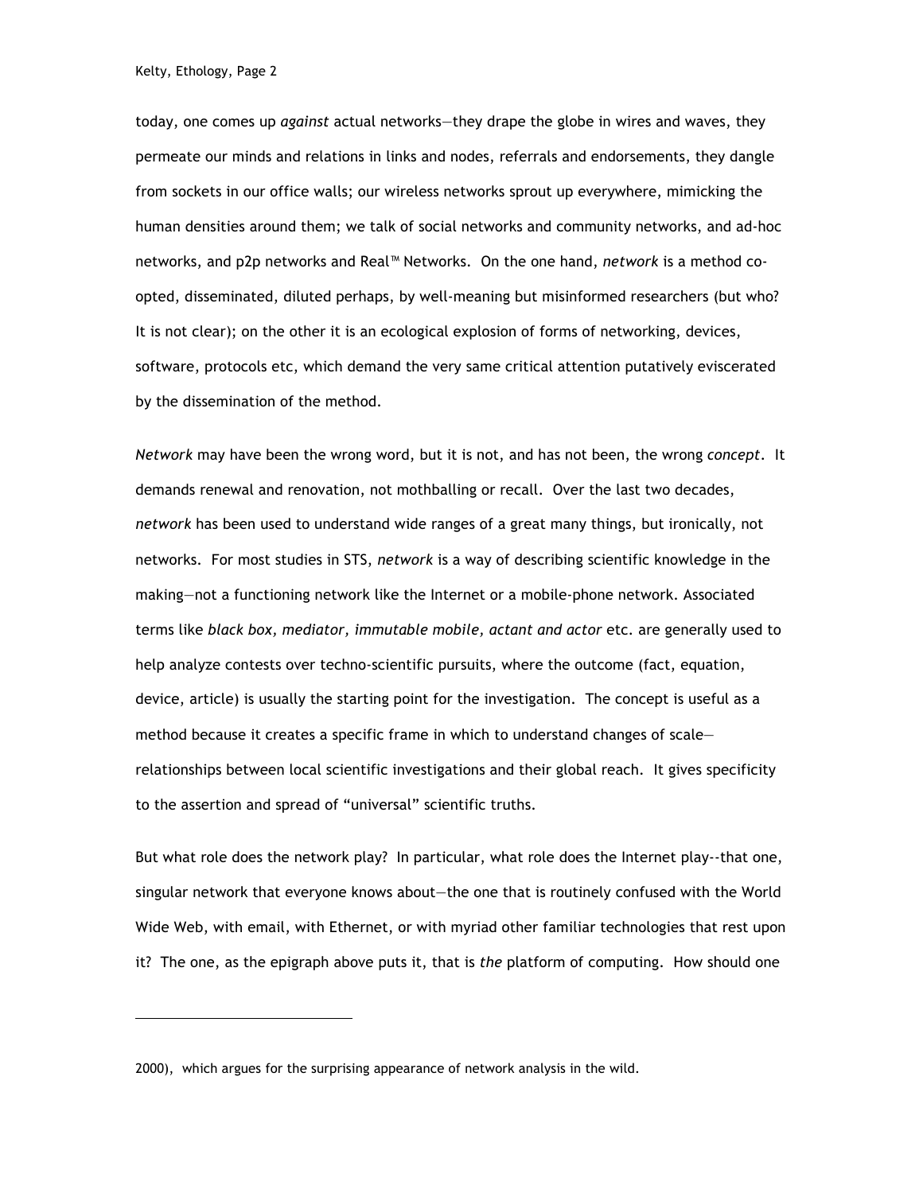today, one comes up *against* actual networks—they drape the globe in wires and waves, they permeate our minds and relations in links and nodes, referrals and endorsements, they dangle from sockets in our office walls; our wireless networks sprout up everywhere, mimicking the human densities around them; we talk of social networks and community networks, and ad-hoc networks, and p2p networks and Real™ Networks. On the one hand, *network* is a method co-opted, disseminated, diluted perhaps, by well-meaning but misinformed researchers (but who? It is not clear); on the other it is an ecological explosion of forms of networking, devices, software, protocols etc, which demand the very same critical attention putatively eviscerated by the dissemination of the method.

*Network* may have been the wrong word, but it is not, and has not been, the wrong *concept*. It demands renewal and renovation, not mothballing or recall. Over the last two decades, *network* has been used to understand wide ranges of a great many things, but ironically, not networks. For most studies in STS, *network* is a way of describing scientific knowledge in the making—not a functioning network like the Internet or a mobile-phone network. Associated terms like *black box, mediator, immutable mobile, actant and actor* etc. are generally used to help analyze contests over techno-scientific pursuits, where the outcome (fact, equation, device, article) is usually the starting point for the investigation. The concept is useful as a method because it creates a specific frame in which to understand changes of scale—relationships between local scientific investigations and their global reach. It gives specificity to the assertion and spread of "universal" scientific truths.

But what role does the network play? In particular, what role does the Internet play--that one, singular network that everyone knows about—the one that is routinely confused with the World Wide Web, with email, with Ethernet, or with myriad other familiar technologies that rest upon it? The one, as the epigraph above puts it, that is *the* platform of computing. How should one

---

2000), which argues for the surprising appearance of network analysis in the wild.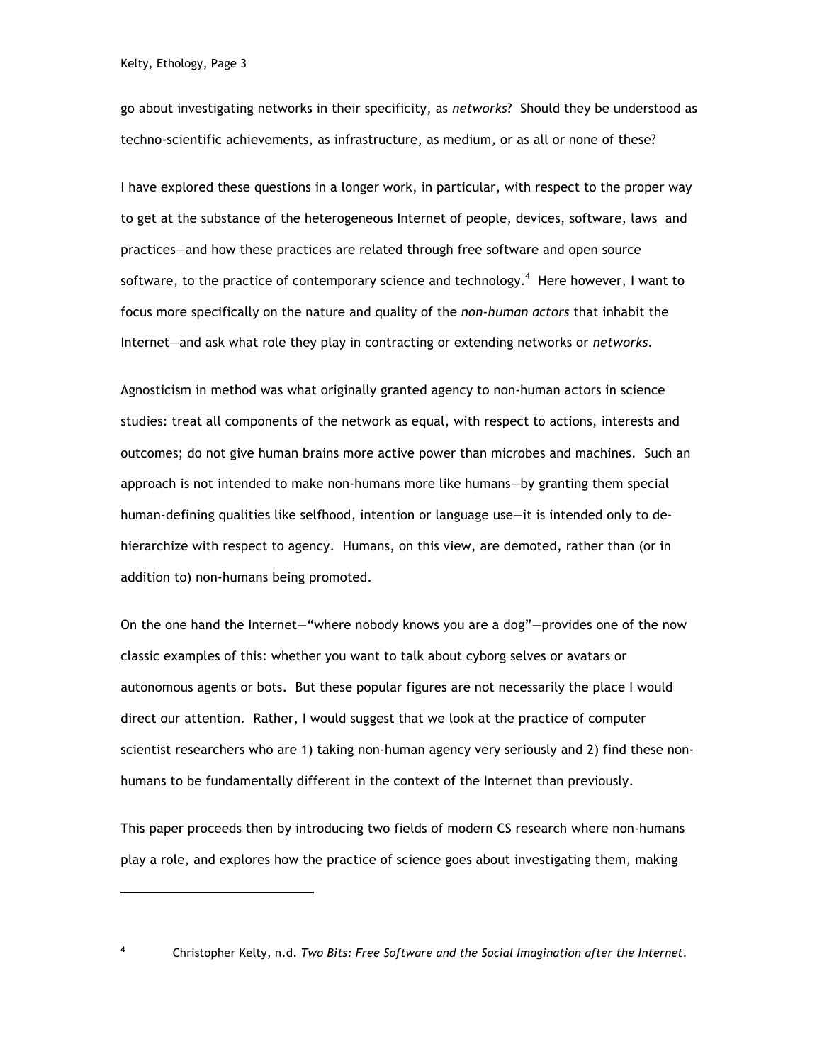go about investigating networks in their specificity, as *networks*? Should they be understood as techno-scientific achievements, as infrastructure, as medium, or as all or none of these?

I have explored these questions in a longer work, in particular, with respect to the proper way to get at the substance of the heterogeneous Internet of people, devices, software, laws and practices—and how these practices are related through free software and open source software, to the practice of contemporary science and technology.[4] Here however, I want to focus more specifically on the nature and quality of the *non-human actors* that inhabit the Internet—and ask what role they play in contracting or extending networks or *networks*.

Agnosticism in method was what originally granted agency to non-human actors in science studies: treat all components of the network as equal, with respect to actions, interests and outcomes; do not give human brains more active power than microbes and machines. Such an approach is not intended to make non-humans more like humans—by granting them special human-defining qualities like selfhood, intention or language use—it is intended only to de-hierarchize with respect to agency. Humans, on this view, are demoted, rather than (or in addition to) non-humans being promoted.

On the one hand the Internet—"where nobody knows you are a dog"—provides one of the now classic examples of this: whether you want to talk about cyborg selves or avatars or autonomous agents or bots. But these popular figures are not necessarily the place I would direct our attention. Rather, I would suggest that we look at the practice of computer scientist researchers who are 1) taking non-human agency very seriously and 2) find these non-humans to be fundamentally different in the context of the Internet than previously.

This paper proceeds then by introducing two fields of modern CS research where non-humans play a role, and explores how the practice of science goes about investigating them, making

[4] Christopher Kelty, n.d. *Two Bits: Free Software and the Social Imagination after the Internet.*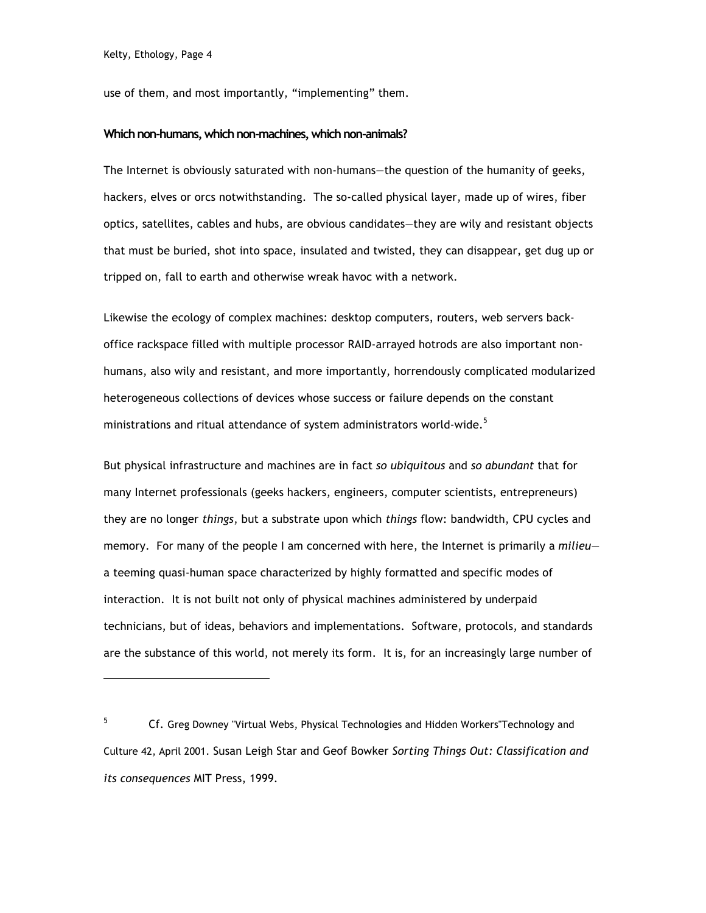use of them, and most importantly, "implementing" them.

### Which non-humans, which non-machines, which non-animals?

The Internet is obviously saturated with non-humans—the question of the humanity of geeks, hackers, elves or orcs notwithstanding. The so-called physical layer, made up of wires, fiber optics, satellites, cables and hubs, are obvious candidates—they are wily and resistant objects that must be buried, shot into space, insulated and twisted, they can disappear, get dug up or tripped on, fall to earth and otherwise wreak havoc with a network.

Likewise the ecology of complex machines: desktop computers, routers, web servers back-office rackspace filled with multiple processor RAID-arrayed hotrods are also important non-humans, also wily and resistant, and more importantly, horrendously complicated modularized heterogeneous collections of devices whose success or failure depends on the constant ministrations and ritual attendance of system administrators world-wide.[5]

But physical infrastructure and machines are in fact *so ubiquitous* and *so abundant* that for many Internet professionals (geeks hackers, engineers, computer scientists, entrepreneurs) they are no longer *things*, but a substrate upon which *things* flow: bandwidth, CPU cycles and memory. For many of the people I am concerned with here, the Internet is primarily a *milieu*—a teeming quasi-human space characterized by highly formatted and specific modes of interaction. It is not built not only of physical machines administered by underpaid technicians, but of ideas, behaviors and implementations. Software, protocols, and standards are the substance of this world, not merely its form. It is, for an increasingly large number of

---

[5] Cf. Greg Downey "Virtual Webs, Physical Technologies and Hidden Workers"Technology and Culture 42, April 2001. Susan Leigh Star and Geof Bowker *Sorting Things Out: Classification and its consequences* MIT Press, 1999.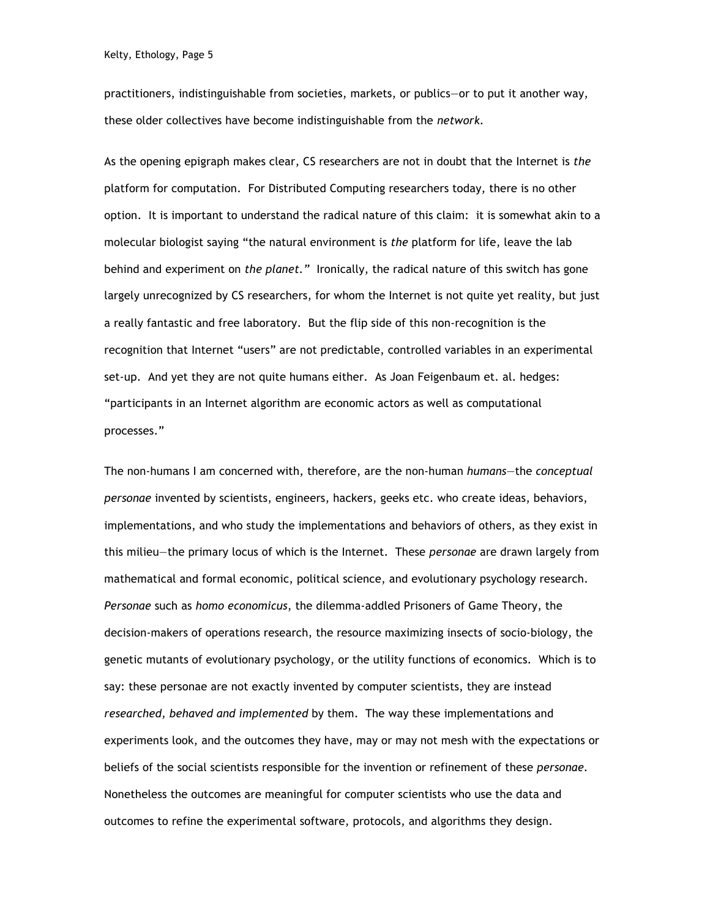practitioners, indistinguishable from societies, markets, or publics—or to put it another way, these older collectives have become indistinguishable from the *network*.

As the opening epigraph makes clear, CS researchers are not in doubt that the Internet is *the* platform for computation. For Distributed Computing researchers today, there is no other option. It is important to understand the radical nature of this claim: it is somewhat akin to a molecular biologist saying "the natural environment is *the* platform for life, leave the lab behind and experiment on *the planet*." Ironically, the radical nature of this switch has gone largely unrecognized by CS researchers, for whom the Internet is not quite yet reality, but just a really fantastic and free laboratory. But the flip side of this non-recognition is the recognition that Internet "users" are not predictable, controlled variables in an experimental set-up. And yet they are not quite humans either. As Joan Feigenbaum et. al. hedges: "participants in an Internet algorithm are economic actors as well as computational processes."

The non-humans I am concerned with, therefore, are the non-human *humans*—the *conceptual personae* invented by scientists, engineers, hackers, geeks etc. who create ideas, behaviors, implementations, and who study the implementations and behaviors of others, as they exist in this milieu—the primary locus of which is the Internet. These *personae* are drawn largely from mathematical and formal economic, political science, and evolutionary psychology research. *Personae* such as *homo economicus*, the dilemma-addled Prisoners of Game Theory, the decision-makers of operations research, the resource maximizing insects of socio-biology, the genetic mutants of evolutionary psychology, or the utility functions of economics. Which is to say: these personae are not exactly invented by computer scientists, they are instead *researched, behaved and implemented* by them. The way these implementations and experiments look, and the outcomes they have, may or may not mesh with the expectations or beliefs of the social scientists responsible for the invention or refinement of these *personae*. Nonetheless the outcomes are meaningful for computer scientists who use the data and outcomes to refine the experimental software, protocols, and algorithms they design.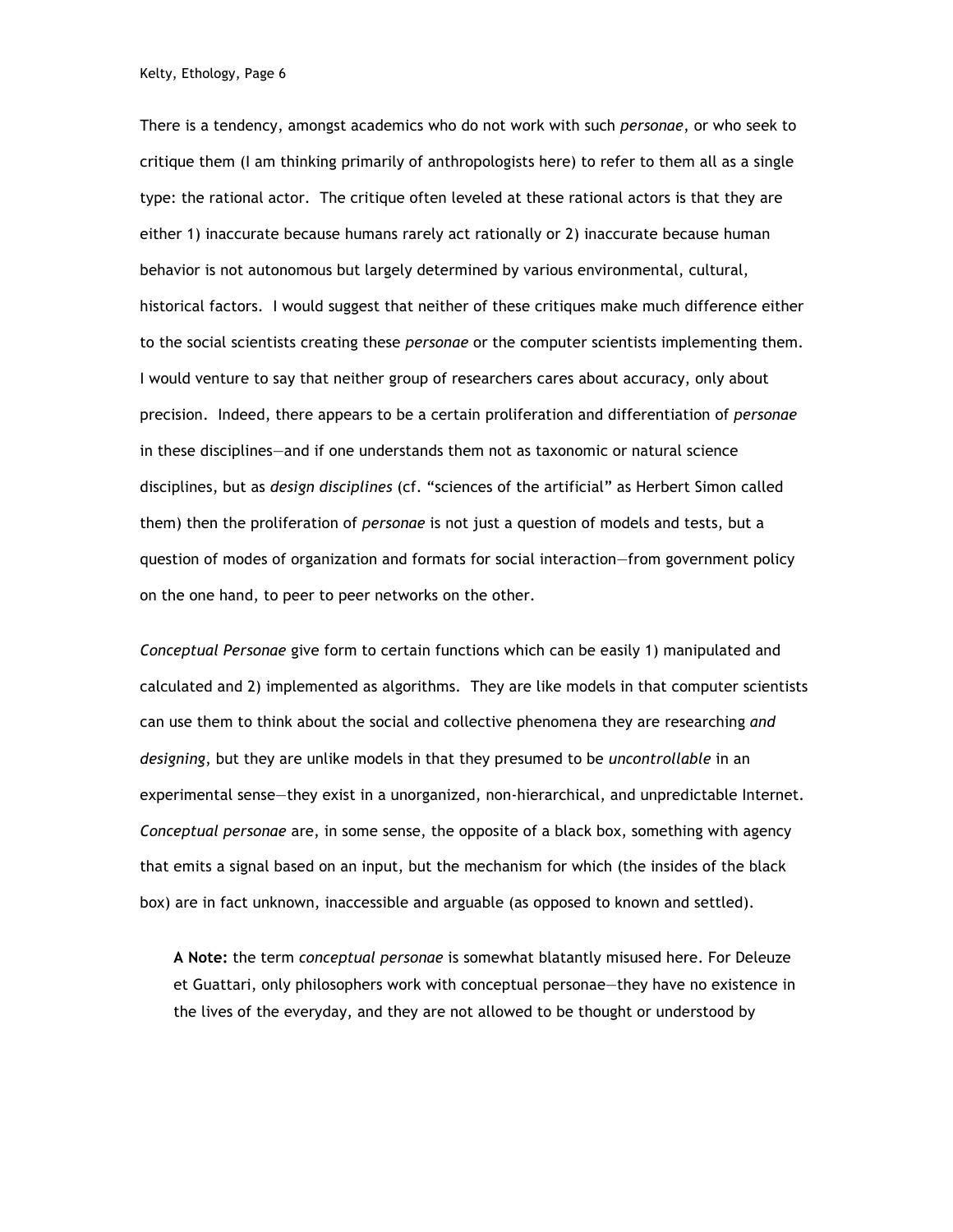There is a tendency, amongst academics who do not work with such *personae*, or who seek to critique them (I am thinking primarily of anthropologists here) to refer to them all as a single type: the rational actor. The critique often leveled at these rational actors is that they are either 1) inaccurate because humans rarely act rationally or 2) inaccurate because human behavior is not autonomous but largely determined by various environmental, cultural, historical factors. I would suggest that neither of these critiques make much difference either to the social scientists creating these *personae* or the computer scientists implementing them. I would venture to say that neither group of researchers cares about accuracy, only about precision. Indeed, there appears to be a certain proliferation and differentiation of *personae* in these disciplines—and if one understands them not as taxonomic or natural science disciplines, but as *design disciplines* (cf. "sciences of the artificial" as Herbert Simon called them) then the proliferation of *personae* is not just a question of models and tests, but a question of modes of organization and formats for social interaction—from government policy on the one hand, to peer to peer networks on the other.

*Conceptual Personae* give form to certain functions which can be easily 1) manipulated and calculated and 2) implemented as algorithms. They are like models in that computer scientists can use them to think about the social and collective phenomena they are researching *and designing*, but they are unlike models in that they presumed to be *uncontrollable* in an experimental sense—they exist in a unorganized, non-hierarchical, and unpredictable Internet. *Conceptual personae* are, in some sense, the opposite of a black box, something with agency that emits a signal based on an input, but the mechanism for which (the insides of the black box) are in fact unknown, inaccessible and arguable (as opposed to known and settled).

> **A Note:** the term *conceptual personae* is somewhat blatantly misused here. For Deleuze et Guattari, only philosophers work with conceptual personae—they have no existence in the lives of the everyday, and they are not allowed to be thought or understood by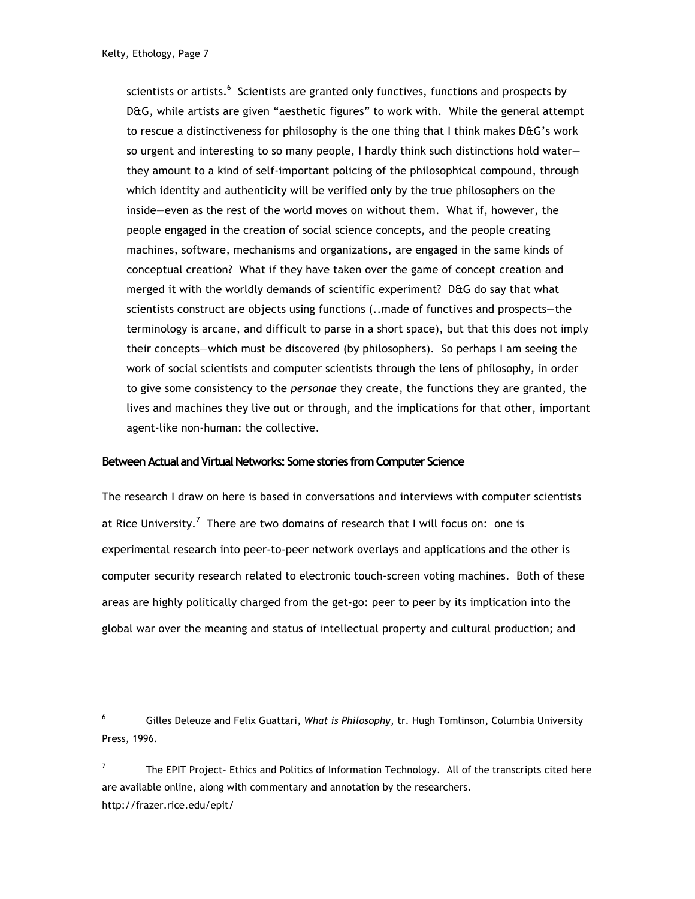scientists or artists.[6] Scientists are granted only functives, functions and prospects by D&G, while artists are given "aesthetic figures" to work with. While the general attempt to rescue a distinctiveness for philosophy is the one thing that I think makes D&G's work so urgent and interesting to so many people, I hardly think such distinctions hold water—they amount to a kind of self-important policing of the philosophical compound, through which identity and authenticity will be verified only by the true philosophers on the inside—even as the rest of the world moves on without them. What if, however, the people engaged in the creation of social science concepts, and the people creating machines, software, mechanisms and organizations, are engaged in the same kinds of conceptual creation? What if they have taken over the game of concept creation and merged it with the worldly demands of scientific experiment? D&G do say that what scientists construct are objects using functions (..made of functives and prospects—the terminology is arcane, and difficult to parse in a short space), but that this does not imply their concepts—which must be discovered (by philosophers). So perhaps I am seeing the work of social scientists and computer scientists through the lens of philosophy, in order to give some consistency to the *personae* they create, the functions they are granted, the lives and machines they live out or through, and the implications for that other, important agent-like non-human: the collective.

### Between Actual and Virtual Networks: Some stories from Computer Science

The research I draw on here is based in conversations and interviews with computer scientists at Rice University.[7] There are two domains of research that I will focus on: one is experimental research into peer-to-peer network overlays and applications and the other is computer security research related to electronic touch-screen voting machines. Both of these areas are highly politically charged from the get-go: peer to peer by its implication into the global war over the meaning and status of intellectual property and cultural production; and

---

[6] Gilles Deleuze and Felix Guattari, *What is Philosophy*, tr. Hugh Tomlinson, Columbia University Press, 1996.

[7] The EPIT Project- Ethics and Politics of Information Technology. All of the transcripts cited here are available online, along with commentary and annotation by the researchers. http://frazer.rice.edu/epit/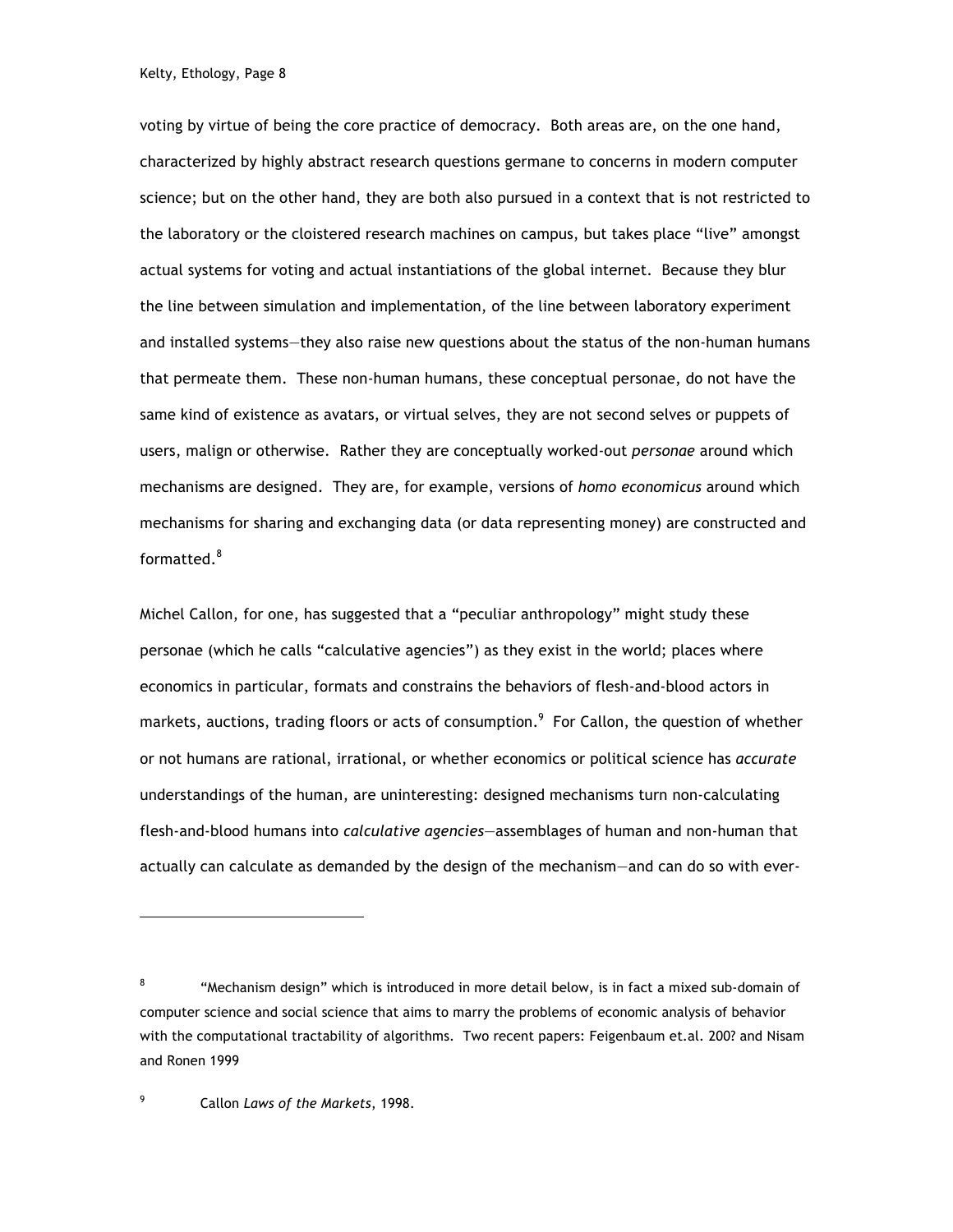voting by virtue of being the core practice of democracy. Both areas are, on the one hand, characterized by highly abstract research questions germane to concerns in modern computer science; but on the other hand, they are both also pursued in a context that is not restricted to the laboratory or the cloistered research machines on campus, but takes place "live" amongst actual systems for voting and actual instantiations of the global internet. Because they blur the line between simulation and implementation, of the line between laboratory experiment and installed systems—they also raise new questions about the status of the non-human humans that permeate them. These non-human humans, these conceptual personae, do not have the same kind of existence as avatars, or virtual selves, they are not second selves or puppets of users, malign or otherwise. Rather they are conceptually worked-out *personae* around which mechanisms are designed. They are, for example, versions of *homo economicus* around which mechanisms for sharing and exchanging data (or data representing money) are constructed and formatted.[8]

Michel Callon, for one, has suggested that a "peculiar anthropology" might study these personae (which he calls "calculative agencies") as they exist in the world; places where economics in particular, formats and constrains the behaviors of flesh-and-blood actors in markets, auctions, trading floors or acts of consumption.[9] For Callon, the question of whether or not humans are rational, irrational, or whether economics or political science has *accurate* understandings of the human, are uninteresting: designed mechanisms turn non-calculating flesh-and-blood humans into *calculative agencies*—assemblages of human and non-human that actually can calculate as demanded by the design of the mechanism—and can do so with ever-

---

[8] "Mechanism design" which is introduced in more detail below, is in fact a mixed sub-domain of computer science and social science that aims to marry the problems of economic analysis of behavior with the computational tractability of algorithms. Two recent papers: Feigenbaum et.al. 200? and Nisam and Ronen 1999

[9] Callon *Laws of the Markets*, 1998.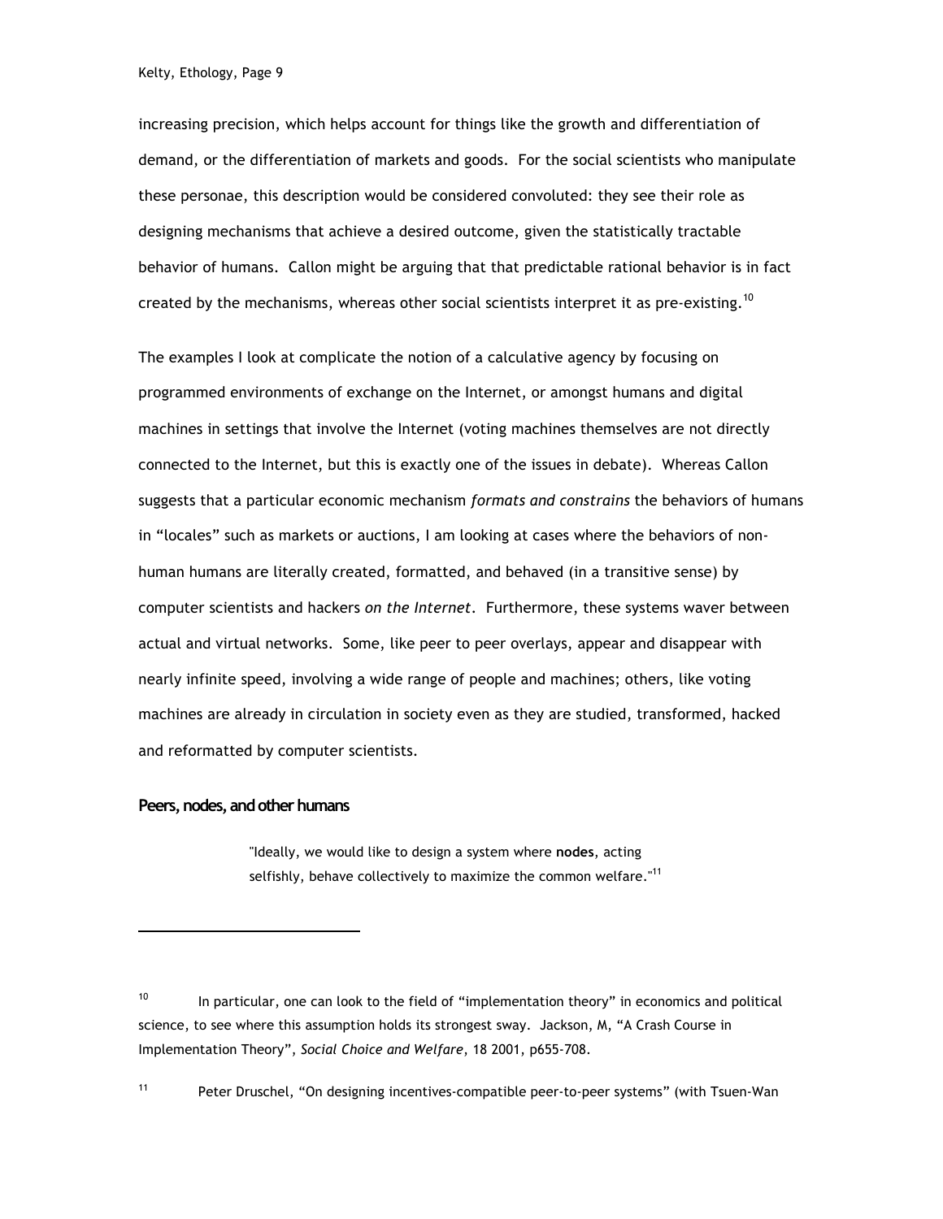increasing precision, which helps account for things like the growth and differentiation of demand, or the differentiation of markets and goods. For the social scientists who manipulate these personae, this description would be considered convoluted: they see their role as designing mechanisms that achieve a desired outcome, given the statistically tractable behavior of humans. Callon might be arguing that that predictable rational behavior is in fact created by the mechanisms, whereas other social scientists interpret it as pre-existing.[10]

The examples I look at complicate the notion of a calculative agency by focusing on programmed environments of exchange on the Internet, or amongst humans and digital machines in settings that involve the Internet (voting machines themselves are not directly connected to the Internet, but this is exactly one of the issues in debate). Whereas Callon suggests that a particular economic mechanism *formats and constrains* the behaviors of humans in "locales" such as markets or auctions, I am looking at cases where the behaviors of non-human humans are literally created, formatted, and behaved (in a transitive sense) by computer scientists and hackers *on the Internet*. Furthermore, these systems waver between actual and virtual networks. Some, like peer to peer overlays, appear and disappear with nearly infinite speed, involving a wide range of people and machines; others, like voting machines are already in circulation in society even as they are studied, transformed, hacked and reformatted by computer scientists.

## Peers, nodes, and other humans

> "Ideally, we would like to design a system where **nodes**, acting selfishly, behave collectively to maximize the common welfare."[11]

---

[10] In particular, one can look to the field of "implementation theory" in economics and political science, to see where this assumption holds its strongest sway. Jackson, M, "A Crash Course in Implementation Theory", *Social Choice and Welfare*, 18 2001, p655-708.

[11] Peter Druschel, "On designing incentives-compatible peer-to-peer systems" (with Tsuen-Wan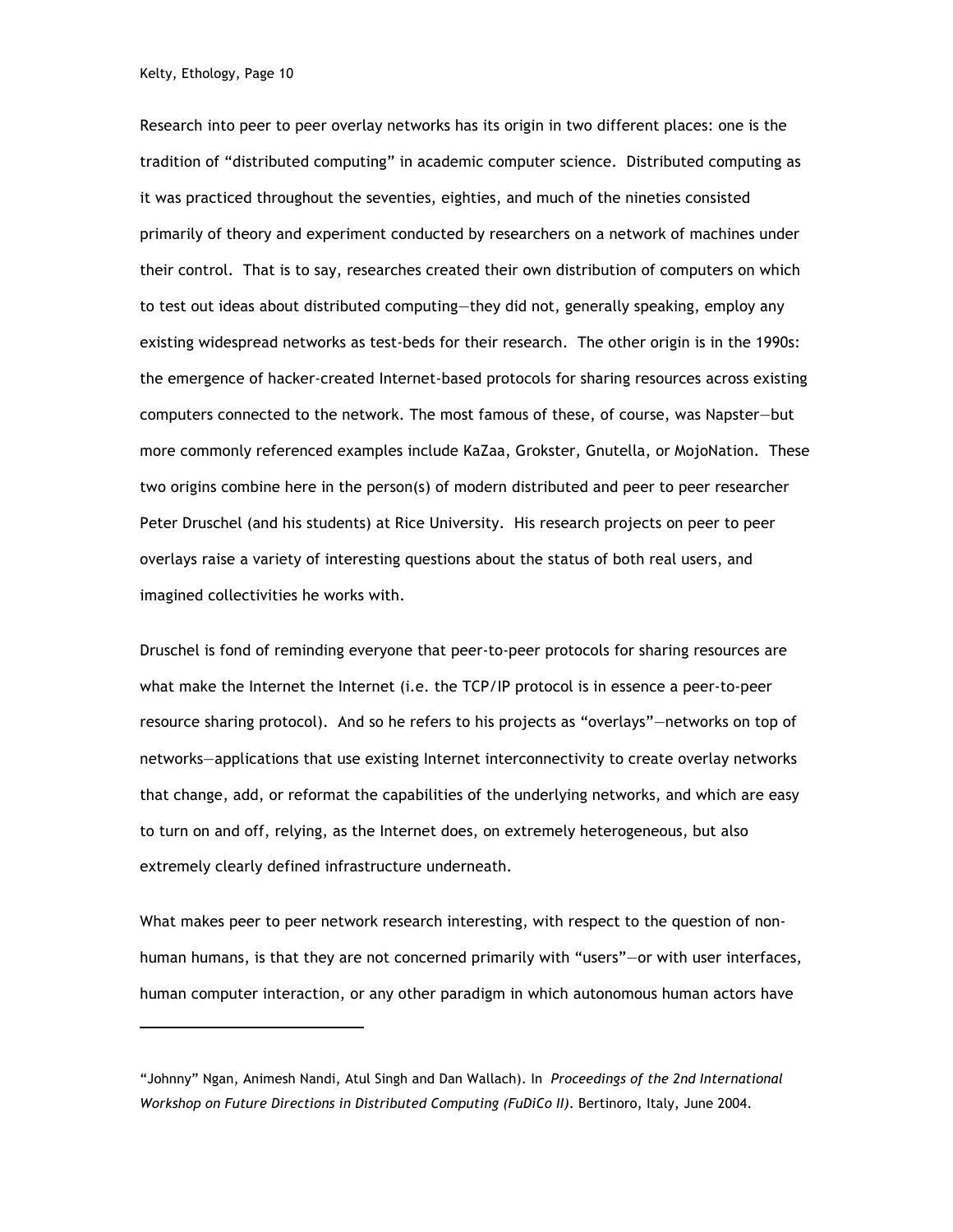Research into peer to peer overlay networks has its origin in two different places: one is the tradition of "distributed computing" in academic computer science. Distributed computing as it was practiced throughout the seventies, eighties, and much of the nineties consisted primarily of theory and experiment conducted by researchers on a network of machines under their control. That is to say, researches created their own distribution of computers on which to test out ideas about distributed computing—they did not, generally speaking, employ any existing widespread networks as test-beds for their research. The other origin is in the 1990s: the emergence of hacker-created Internet-based protocols for sharing resources across existing computers connected to the network. The most famous of these, of course, was Napster—but more commonly referenced examples include KaZaa, Grokster, Gnutella, or MojoNation. These two origins combine here in the person(s) of modern distributed and peer to peer researcher Peter Druschel (and his students) at Rice University. His research projects on peer to peer overlays raise a variety of interesting questions about the status of both real users, and imagined collectivities he works with.

Druschel is fond of reminding everyone that peer-to-peer protocols for sharing resources are what make the Internet the Internet (i.e. the TCP/IP protocol is in essence a peer-to-peer resource sharing protocol). And so he refers to his projects as "overlays"—networks on top of networks—applications that use existing Internet interconnectivity to create overlay networks that change, add, or reformat the capabilities of the underlying networks, and which are easy to turn on and off, relying, as the Internet does, on extremely heterogeneous, but also extremely clearly defined infrastructure underneath.

What makes peer to peer network research interesting, with respect to the question of non-human humans, is that they are not concerned primarily with "users"—or with user interfaces, human computer interaction, or any other paradigm in which autonomous human actors have

---

"Johnny" Ngan, Animesh Nandi, Atul Singh and Dan Wallach). In *Proceedings of the 2nd International Workshop on Future Directions in Distributed Computing (FuDiCo II)*. Bertinoro, Italy, June 2004.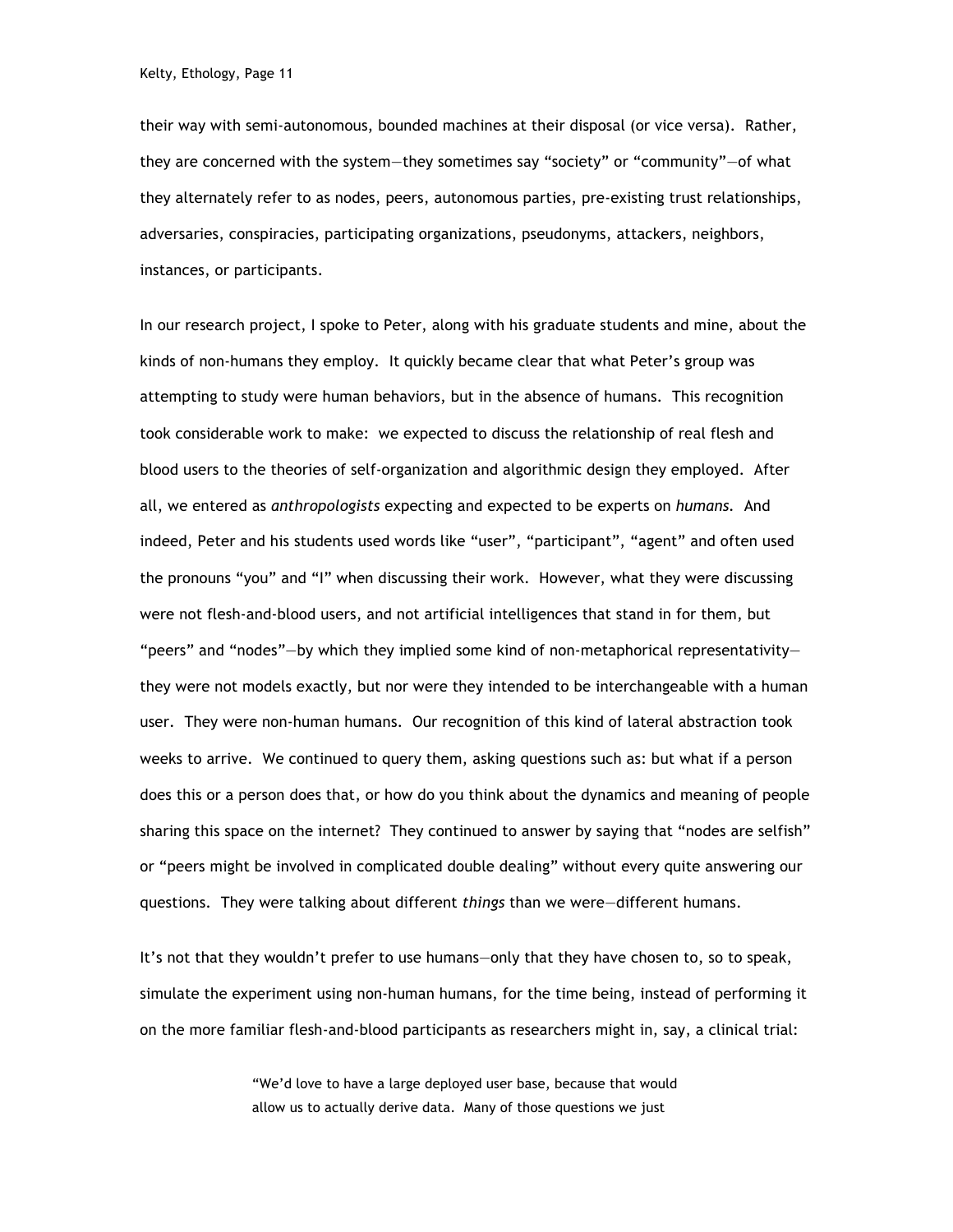their way with semi-autonomous, bounded machines at their disposal (or vice versa). Rather, they are concerned with the system—they sometimes say "society" or "community"—of what they alternately refer to as nodes, peers, autonomous parties, pre-existing trust relationships, adversaries, conspiracies, participating organizations, pseudonyms, attackers, neighbors, instances, or participants.

In our research project, I spoke to Peter, along with his graduate students and mine, about the kinds of non-humans they employ. It quickly became clear that what Peter's group was attempting to study were human behaviors, but in the absence of humans. This recognition took considerable work to make: we expected to discuss the relationship of real flesh and blood users to the theories of self-organization and algorithmic design they employed. After all, we entered as *anthropologists* expecting and expected to be experts on *humans*. And indeed, Peter and his students used words like "user", "participant", "agent" and often used the pronouns "you" and "I" when discussing their work. However, what they were discussing were not flesh-and-blood users, and not artificial intelligences that stand in for them, but "peers" and "nodes"—by which they implied some kind of non-metaphorical representativity—they were not models exactly, but nor were they intended to be interchangeable with a human user. They were non-human humans. Our recognition of this kind of lateral abstraction took weeks to arrive. We continued to query them, asking questions such as: but what if a person does this or a person does that, or how do you think about the dynamics and meaning of people sharing this space on the internet? They continued to answer by saying that "nodes are selfish" or "peers might be involved in complicated double dealing" without every quite answering our questions. They were talking about different *things* than we were—different humans.

It's not that they wouldn't prefer to use humans—only that they have chosen to, so to speak, simulate the experiment using non-human humans, for the time being, instead of performing it on the more familiar flesh-and-blood participants as researchers might in, say, a clinical trial:

> "We'd love to have a large deployed user base, because that would allow us to actually derive data. Many of those questions we just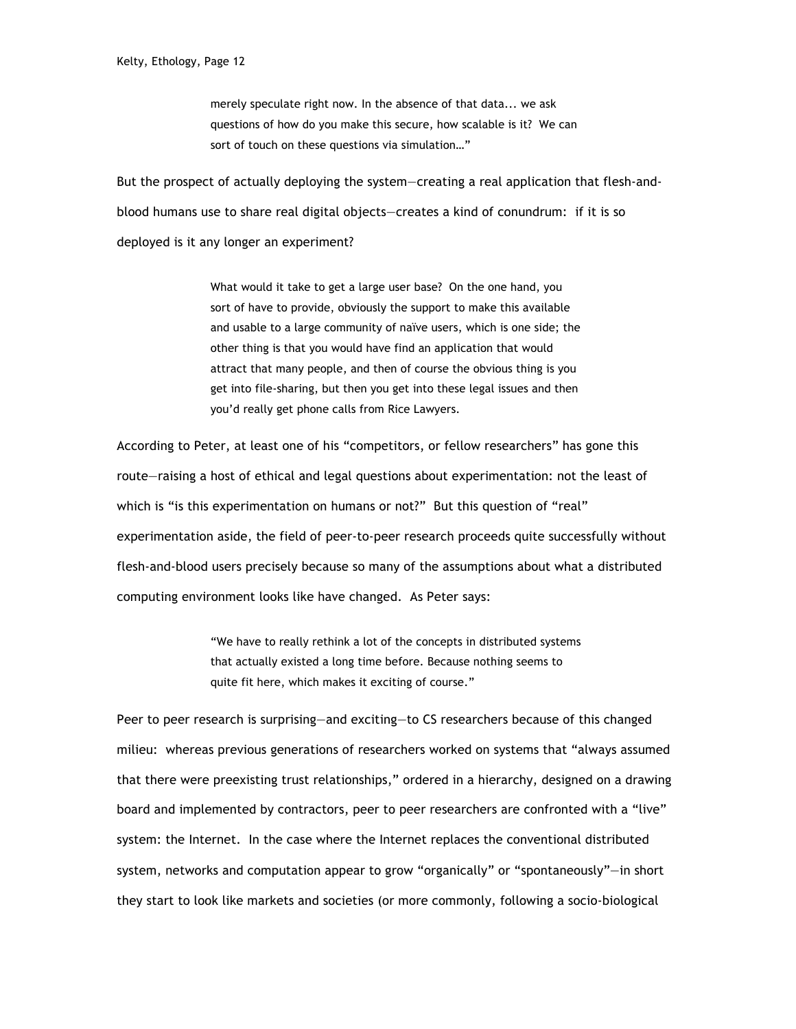> merely speculate right now. In the absence of that data... we ask questions of how do you make this secure, how scalable is it? We can sort of touch on these questions via simulation…"

But the prospect of actually deploying the system—creating a real application that flesh-and-blood humans use to share real digital objects—creates a kind of conundrum: if it is so deployed is it any longer an experiment?

> What would it take to get a large user base? On the one hand, you sort of have to provide, obviously the support to make this available and usable to a large community of naïve users, which is one side; the other thing is that you would have find an application that would attract that many people, and then of course the obvious thing is you get into file-sharing, but then you get into these legal issues and then you'd really get phone calls from Rice Lawyers.

According to Peter, at least one of his "competitors, or fellow researchers" has gone this route—raising a host of ethical and legal questions about experimentation: not the least of which is "is this experimentation on humans or not?" But this question of "real" experimentation aside, the field of peer-to-peer research proceeds quite successfully without flesh-and-blood users precisely because so many of the assumptions about what a distributed computing environment looks like have changed. As Peter says:

> "We have to really rethink a lot of the concepts in distributed systems that actually existed a long time before. Because nothing seems to quite fit here, which makes it exciting of course."

Peer to peer research is surprising—and exciting—to CS researchers because of this changed milieu: whereas previous generations of researchers worked on systems that "always assumed that there were preexisting trust relationships," ordered in a hierarchy, designed on a drawing board and implemented by contractors, peer to peer researchers are confronted with a "live" system: the Internet. In the case where the Internet replaces the conventional distributed system, networks and computation appear to grow "organically" or "spontaneously"—in short they start to look like markets and societies (or more commonly, following a socio-biological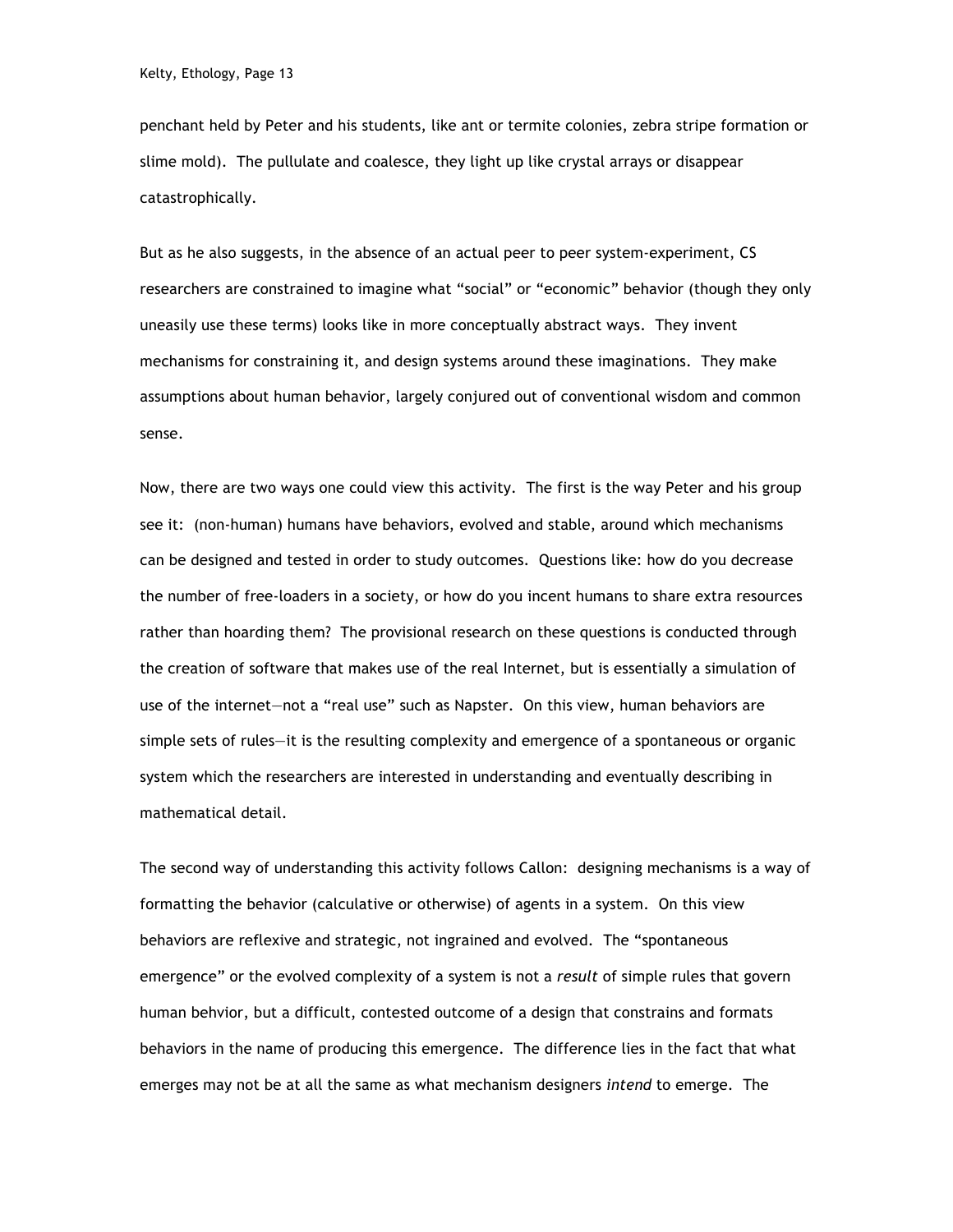penchant held by Peter and his students, like ant or termite colonies, zebra stripe formation or slime mold). The pullulate and coalesce, they light up like crystal arrays or disappear catastrophically.

But as he also suggests, in the absence of an actual peer to peer system-experiment, CS researchers are constrained to imagine what "social" or "economic" behavior (though they only uneasily use these terms) looks like in more conceptually abstract ways. They invent mechanisms for constraining it, and design systems around these imaginations. They make assumptions about human behavior, largely conjured out of conventional wisdom and common sense.

Now, there are two ways one could view this activity. The first is the way Peter and his group see it: (non-human) humans have behaviors, evolved and stable, around which mechanisms can be designed and tested in order to study outcomes. Questions like: how do you decrease the number of free-loaders in a society, or how do you incent humans to share extra resources rather than hoarding them? The provisional research on these questions is conducted through the creation of software that makes use of the real Internet, but is essentially a simulation of use of the internet—not a "real use" such as Napster. On this view, human behaviors are simple sets of rules—it is the resulting complexity and emergence of a spontaneous or organic system which the researchers are interested in understanding and eventually describing in mathematical detail.

The second way of understanding this activity follows Callon: designing mechanisms is a way of formatting the behavior (calculative or otherwise) of agents in a system. On this view behaviors are reflexive and strategic, not ingrained and evolved. The "spontaneous emergence" or the evolved complexity of a system is not a *result* of simple rules that govern human behvior, but a difficult, contested outcome of a design that constrains and formats behaviors in the name of producing this emergence. The difference lies in the fact that what emerges may not be at all the same as what mechanism designers *intend* to emerge. The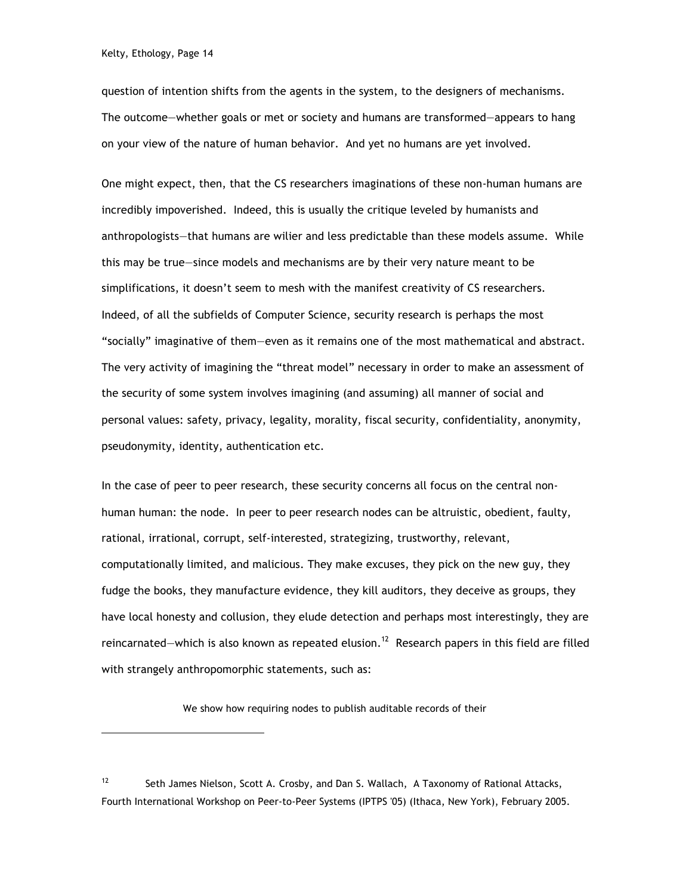question of intention shifts from the agents in the system, to the designers of mechanisms. The outcome—whether goals or met or society and humans are transformed—appears to hang on your view of the nature of human behavior. And yet no humans are yet involved.

One might expect, then, that the CS researchers imaginations of these non-human humans are incredibly impoverished. Indeed, this is usually the critique leveled by humanists and anthropologists—that humans are wilier and less predictable than these models assume. While this may be true—since models and mechanisms are by their very nature meant to be simplifications, it doesn't seem to mesh with the manifest creativity of CS researchers. Indeed, of all the subfields of Computer Science, security research is perhaps the most "socially" imaginative of them—even as it remains one of the most mathematical and abstract. The very activity of imagining the "threat model" necessary in order to make an assessment of the security of some system involves imagining (and assuming) all manner of social and personal values: safety, privacy, legality, morality, fiscal security, confidentiality, anonymity, pseudonymity, identity, authentication etc.

In the case of peer to peer research, these security concerns all focus on the central non-human human: the node. In peer to peer research nodes can be altruistic, obedient, faulty, rational, irrational, corrupt, self-interested, strategizing, trustworthy, relevant, computationally limited, and malicious. They make excuses, they pick on the new guy, they fudge the books, they manufacture evidence, they kill auditors, they deceive as groups, they have local honesty and collusion, they elude detection and perhaps most interestingly, they are reincarnated—which is also known as repeated elusion.[12] Research papers in this field are filled with strangely anthropomorphic statements, such as:

> We show how requiring nodes to publish auditable records of their

[12] Seth James Nielson, Scott A. Crosby, and Dan S. Wallach, A Taxonomy of Rational Attacks, Fourth International Workshop on Peer-to-Peer Systems (IPTPS '05) (Ithaca, New York), February 2005.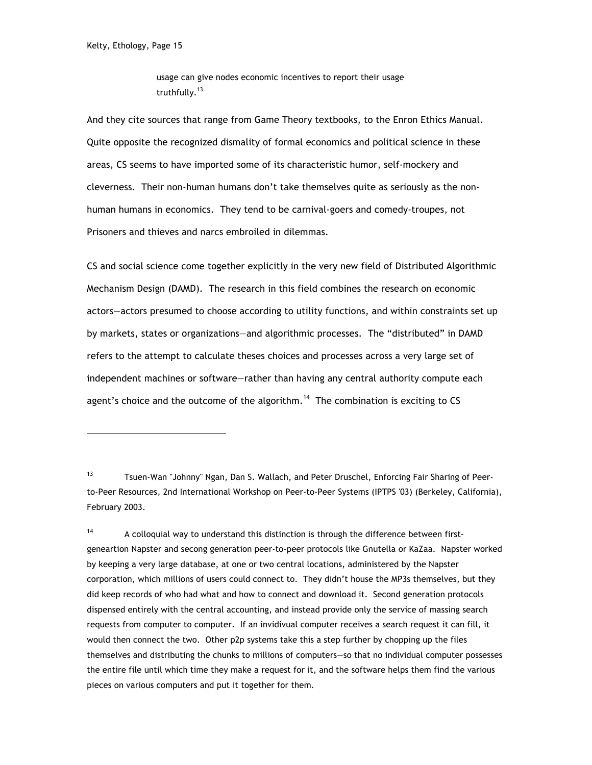> usage can give nodes economic incentives to report their usage truthfully.[13]

And they cite sources that range from Game Theory textbooks, to the Enron Ethics Manual. Quite opposite the recognized dismality of formal economics and political science in these areas, CS seems to have imported some of its characteristic humor, self-mockery and cleverness. Their non-human humans don't take themselves quite as seriously as the non-human humans in economics. They tend to be carnival-goers and comedy-troupes, not Prisoners and thieves and narcs embroiled in dilemmas.

CS and social science come together explicitly in the very new field of Distributed Algorithmic Mechanism Design (DAMD). The research in this field combines the research on economic actors—actors presumed to choose according to utility functions, and within constraints set up by markets, states or organizations—and algorithmic processes. The "distributed" in DAMD refers to the attempt to calculate theses choices and processes across a very large set of independent machines or software—rather than having any central authority compute each agent's choice and the outcome of the algorithm.[14] The combination is exciting to CS

---

[13] Tsuen-Wan "Johnny" Ngan, Dan S. Wallach, and Peter Druschel, Enforcing Fair Sharing of Peer-to-Peer Resources, 2nd International Workshop on Peer-to-Peer Systems (IPTPS '03) (Berkeley, California), February 2003.

[14] A colloquial way to understand this distinction is through the difference between first-geneartion Napster and secong generation peer-to-peer protocols like Gnutella or KaZaa. Napster worked by keeping a very large database, at one or two central locations, administered by the Napster corporation, which millions of users could connect to. They didn't house the MP3s themselves, but they did keep records of who had what and how to connect and download it. Second generation protocols dispensed entirely with the central accounting, and instead provide only the service of massing search requests from computer to computer. If an invidivual computer receives a search request it can fill, it would then connect the two. Other p2p systems take this a step further by chopping up the files themselves and distributing the chunks to millions of computers—so that no individual computer possesses the entire file until which time they make a request for it, and the software helps them find the various pieces on various computers and put it together for them.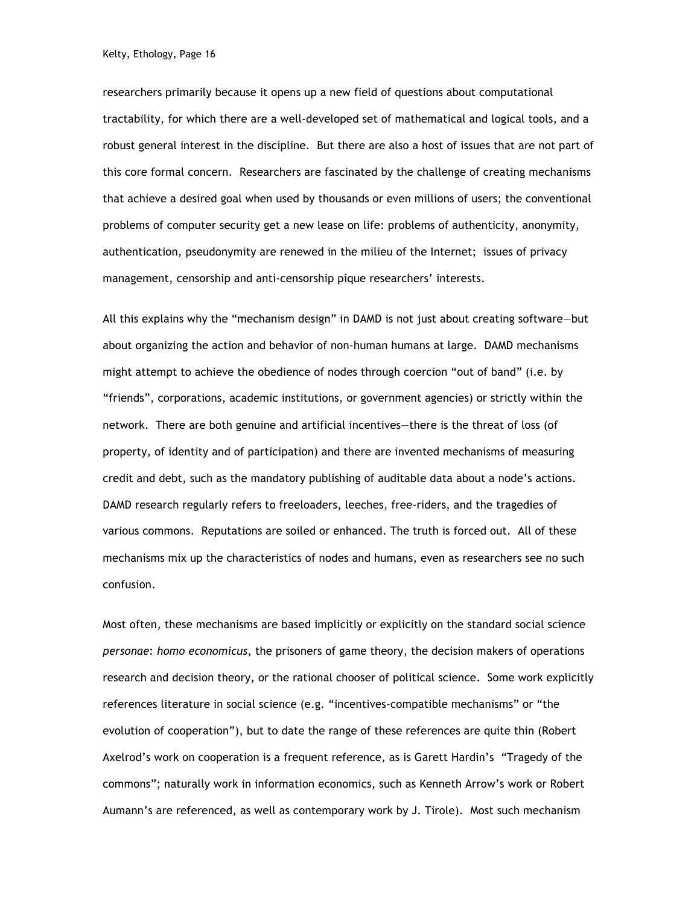researchers primarily because it opens up a new field of questions about computational tractability, for which there are a well-developed set of mathematical and logical tools, and a robust general interest in the discipline. But there are also a host of issues that are not part of this core formal concern. Researchers are fascinated by the challenge of creating mechanisms that achieve a desired goal when used by thousands or even millions of users; the conventional problems of computer security get a new lease on life: problems of authenticity, anonymity, authentication, pseudonymity are renewed in the milieu of the Internet; issues of privacy management, censorship and anti-censorship pique researchers' interests.

All this explains why the "mechanism design" in DAMD is not just about creating software—but about organizing the action and behavior of non-human humans at large. DAMD mechanisms might attempt to achieve the obedience of nodes through coercion "out of band" (i.e. by "friends", corporations, academic institutions, or government agencies) or strictly within the network. There are both genuine and artificial incentives—there is the threat of loss (of property, of identity and of participation) and there are invented mechanisms of measuring credit and debt, such as the mandatory publishing of auditable data about a node's actions. DAMD research regularly refers to freeloaders, leeches, free-riders, and the tragedies of various commons. Reputations are soiled or enhanced. The truth is forced out. All of these mechanisms mix up the characteristics of nodes and humans, even as researchers see no such confusion.

Most often, these mechanisms are based implicitly or explicitly on the standard social science *personae*: *homo economicus*, the prisoners of game theory, the decision makers of operations research and decision theory, or the rational chooser of political science. Some work explicitly references literature in social science (e.g. "incentives-compatible mechanisms" or "the evolution of cooperation"), but to date the range of these references are quite thin (Robert Axelrod's work on cooperation is a frequent reference, as is Garett Hardin's "Tragedy of the commons"; naturally work in information economics, such as Kenneth Arrow's work or Robert Aumann's are referenced, as well as contemporary work by J. Tirole). Most such mechanism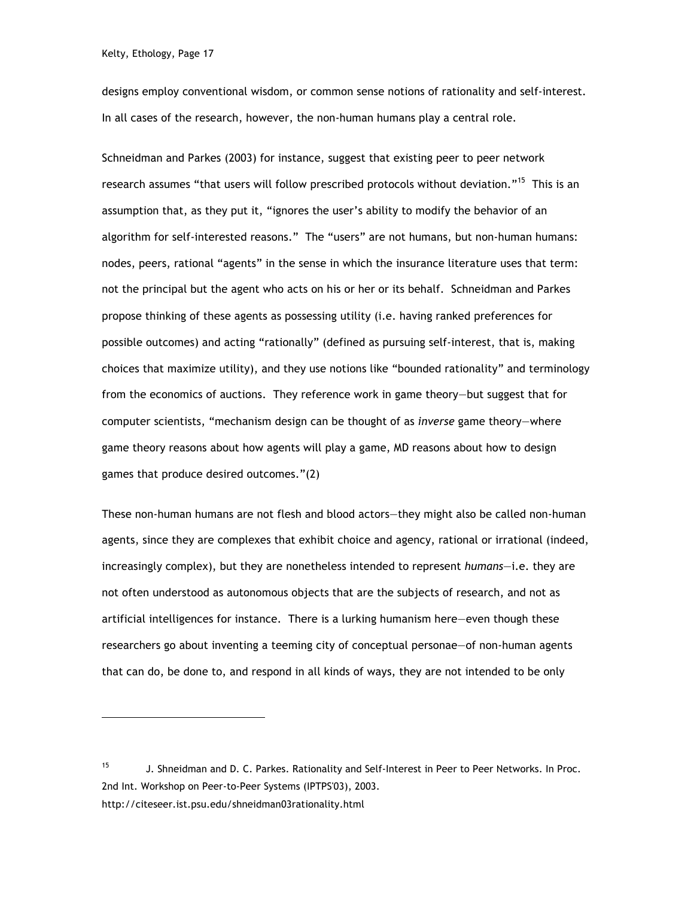designs employ conventional wisdom, or common sense notions of rationality and self-interest. In all cases of the research, however, the non-human humans play a central role.

Schneidman and Parkes (2003) for instance, suggest that existing peer to peer network research assumes "that users will follow prescribed protocols without deviation."[15] This is an assumption that, as they put it, "ignores the user's ability to modify the behavior of an algorithm for self-interested reasons." The "users" are not humans, but non-human humans: nodes, peers, rational "agents" in the sense in which the insurance literature uses that term: not the principal but the agent who acts on his or her or its behalf. Schneidman and Parkes propose thinking of these agents as possessing utility (i.e. having ranked preferences for possible outcomes) and acting "rationally" (defined as pursuing self-interest, that is, making choices that maximize utility), and they use notions like "bounded rationality" and terminology from the economics of auctions. They reference work in game theory—but suggest that for computer scientists, "mechanism design can be thought of as *inverse* game theory—where game theory reasons about how agents will play a game, MD reasons about how to design games that produce desired outcomes."(2)

These non-human humans are not flesh and blood actors—they might also be called non-human agents, since they are complexes that exhibit choice and agency, rational or irrational (indeed, increasingly complex), but they are nonetheless intended to represent *humans*—i.e. they are not often understood as autonomous objects that are the subjects of research, and not as artificial intelligences for instance. There is a lurking humanism here—even though these researchers go about inventing a teeming city of conceptual personae—of non-human agents that can do, be done to, and respond in all kinds of ways, they are not intended to be only

---

[15] J. Shneidman and D. C. Parkes. Rationality and Self-Interest in Peer to Peer Networks. In Proc. 2nd Int. Workshop on Peer-to-Peer Systems (IPTPS'03), 2003. http://citeseer.ist.psu.edu/shneidman03rationality.html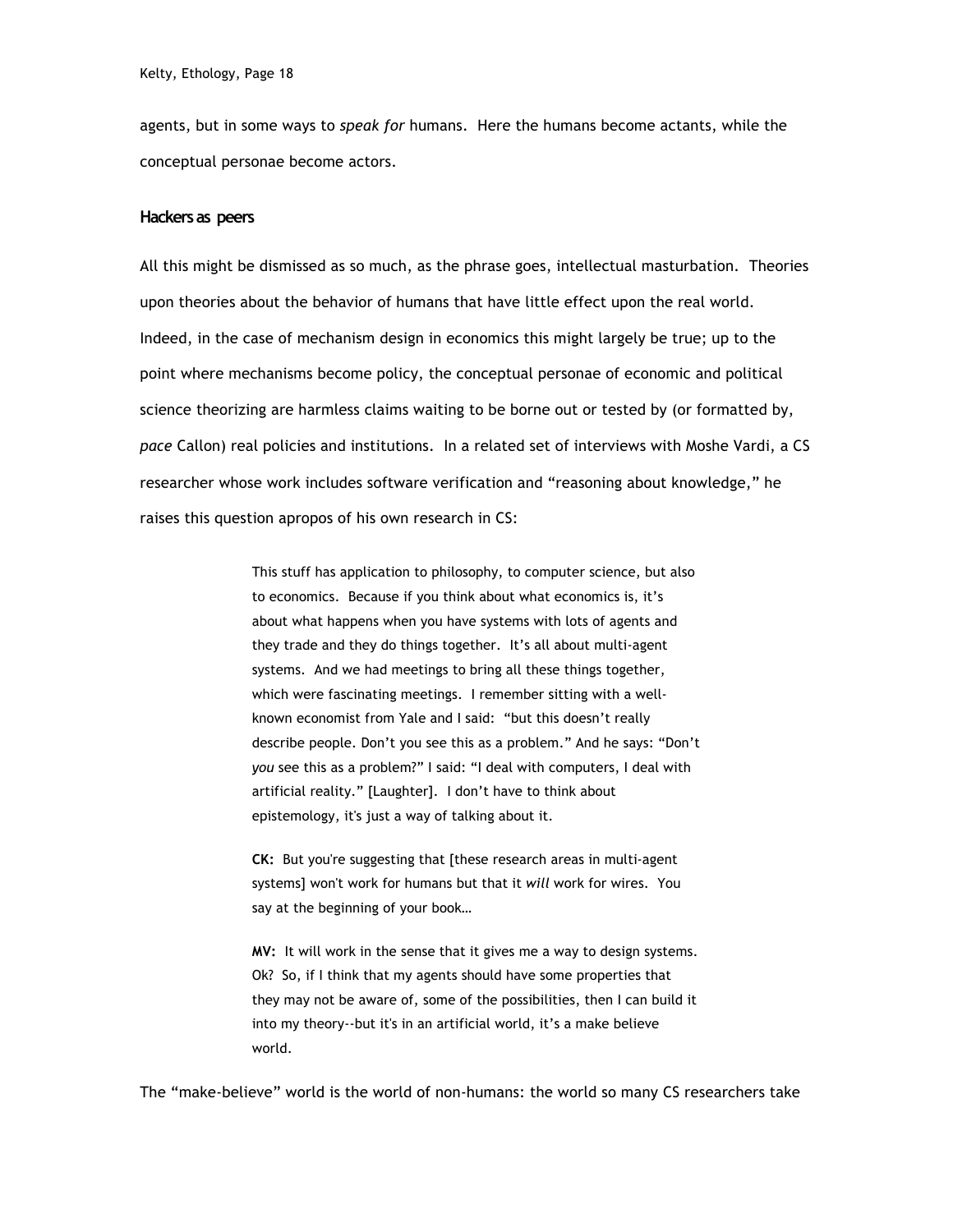agents, but in some ways to *speak for* humans. Here the humans become actants, while the conceptual personae become actors.

### Hackers as peers

All this might be dismissed as so much, as the phrase goes, intellectual masturbation. Theories upon theories about the behavior of humans that have little effect upon the real world. Indeed, in the case of mechanism design in economics this might largely be true; up to the point where mechanisms become policy, the conceptual personae of economic and political science theorizing are harmless claims waiting to be borne out or tested by (or formatted by, *pace* Callon) real policies and institutions. In a related set of interviews with Moshe Vardi, a CS researcher whose work includes software verification and "reasoning about knowledge," he raises this question apropos of his own research in CS:

> This stuff has application to philosophy, to computer science, but also to economics. Because if you think about what economics is, it's about what happens when you have systems with lots of agents and they trade and they do things together. It's all about multi-agent systems. And we had meetings to bring all these things together, which were fascinating meetings. I remember sitting with a well-known economist from Yale and I said: "but this doesn't really describe people. Don't you see this as a problem." And he says: "Don't *you* see this as a problem?" I said: "I deal with computers, I deal with artificial reality." [Laughter]. I don't have to think about epistemology, it's just a way of talking about it.
>
> **CK:** But you're suggesting that [these research areas in multi-agent systems] won't work for humans but that it *will* work for wires. You say at the beginning of your book…
>
> **MV:** It will work in the sense that it gives me a way to design systems. Ok? So, if I think that my agents should have some properties that they may not be aware of, some of the possibilities, then I can build it into my theory--but it's in an artificial world, it's a make believe world.

The "make-believe" world is the world of non-humans: the world so many CS researchers take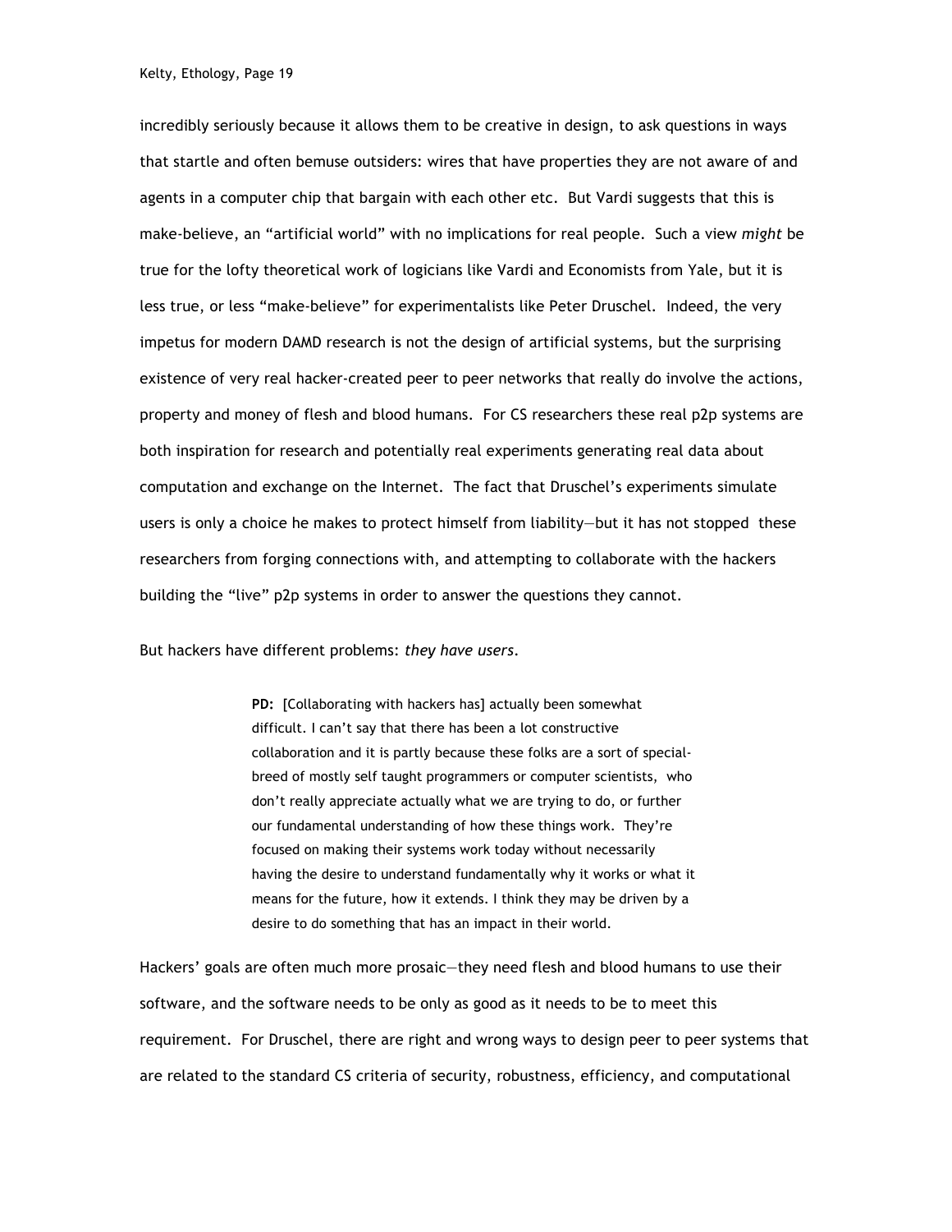incredibly seriously because it allows them to be creative in design, to ask questions in ways that startle and often bemuse outsiders: wires that have properties they are not aware of and agents in a computer chip that bargain with each other etc. But Vardi suggests that this is make-believe, an "artificial world" with no implications for real people. Such a view *might* be true for the lofty theoretical work of logicians like Vardi and Economists from Yale, but it is less true, or less "make-believe" for experimentalists like Peter Druschel. Indeed, the very impetus for modern DAMD research is not the design of artificial systems, but the surprising existence of very real hacker-created peer to peer networks that really do involve the actions, property and money of flesh and blood humans. For CS researchers these real p2p systems are both inspiration for research and potentially real experiments generating real data about computation and exchange on the Internet. The fact that Druschel's experiments simulate users is only a choice he makes to protect himself from liability—but it has not stopped these researchers from forging connections with, and attempting to collaborate with the hackers building the "live" p2p systems in order to answer the questions they cannot.

But hackers have different problems: *they have users*.

> **PD:** [Collaborating with hackers has] actually been somewhat difficult. I can't say that there has been a lot constructive collaboration and it is partly because these folks are a sort of special-breed of mostly self taught programmers or computer scientists, who don't really appreciate actually what we are trying to do, or further our fundamental understanding of how these things work. They're focused on making their systems work today without necessarily having the desire to understand fundamentally why it works or what it means for the future, how it extends. I think they may be driven by a desire to do something that has an impact in their world.

Hackers' goals are often much more prosaic—they need flesh and blood humans to use their software, and the software needs to be only as good as it needs to be to meet this requirement. For Druschel, there are right and wrong ways to design peer to peer systems that are related to the standard CS criteria of security, robustness, efficiency, and computational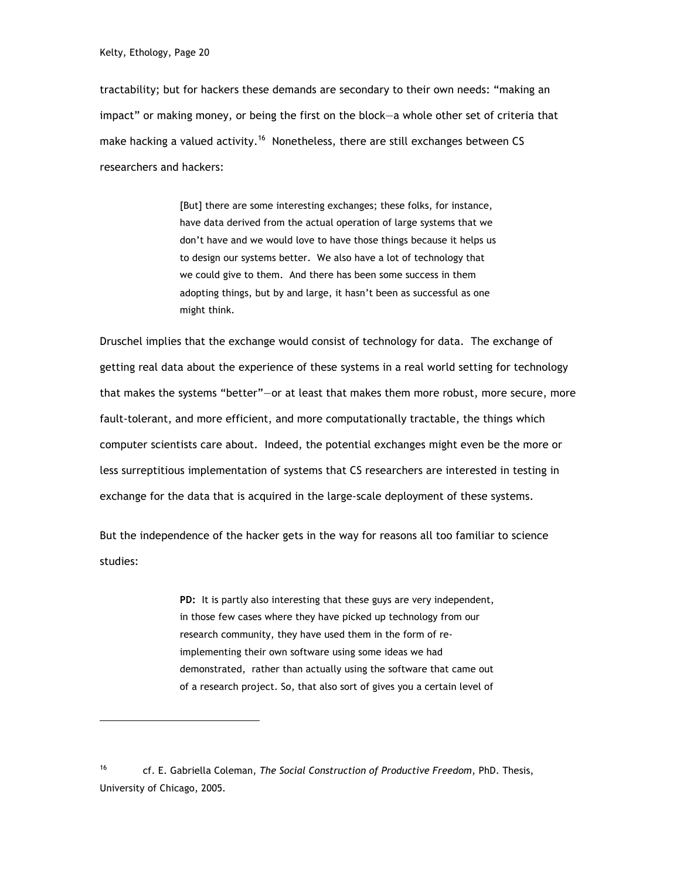tractability; but for hackers these demands are secondary to their own needs: "making an impact" or making money, or being the first on the block—a whole other set of criteria that make hacking a valued activity.[16] Nonetheless, there are still exchanges between CS researchers and hackers:

> [But] there are some interesting exchanges; these folks, for instance, have data derived from the actual operation of large systems that we don't have and we would love to have those things because it helps us to design our systems better. We also have a lot of technology that we could give to them. And there has been some success in them adopting things, but by and large, it hasn't been as successful as one might think.

Druschel implies that the exchange would consist of technology for data. The exchange of getting real data about the experience of these systems in a real world setting for technology that makes the systems "better"—or at least that makes them more robust, more secure, more fault-tolerant, and more efficient, and more computationally tractable, the things which computer scientists care about. Indeed, the potential exchanges might even be the more or less surreptitious implementation of systems that CS researchers are interested in testing in exchange for the data that is acquired in the large-scale deployment of these systems.

But the independence of the hacker gets in the way for reasons all too familiar to science studies:

> **PD:** It is partly also interesting that these guys are very independent, in those few cases where they have picked up technology from our research community, they have used them in the form of re-implementing their own software using some ideas we had demonstrated, rather than actually using the software that came out of a research project. So, that also sort of gives you a certain level of

---

[16] cf. E. Gabriella Coleman, *The Social Construction of Productive Freedom*, PhD. Thesis, University of Chicago, 2005.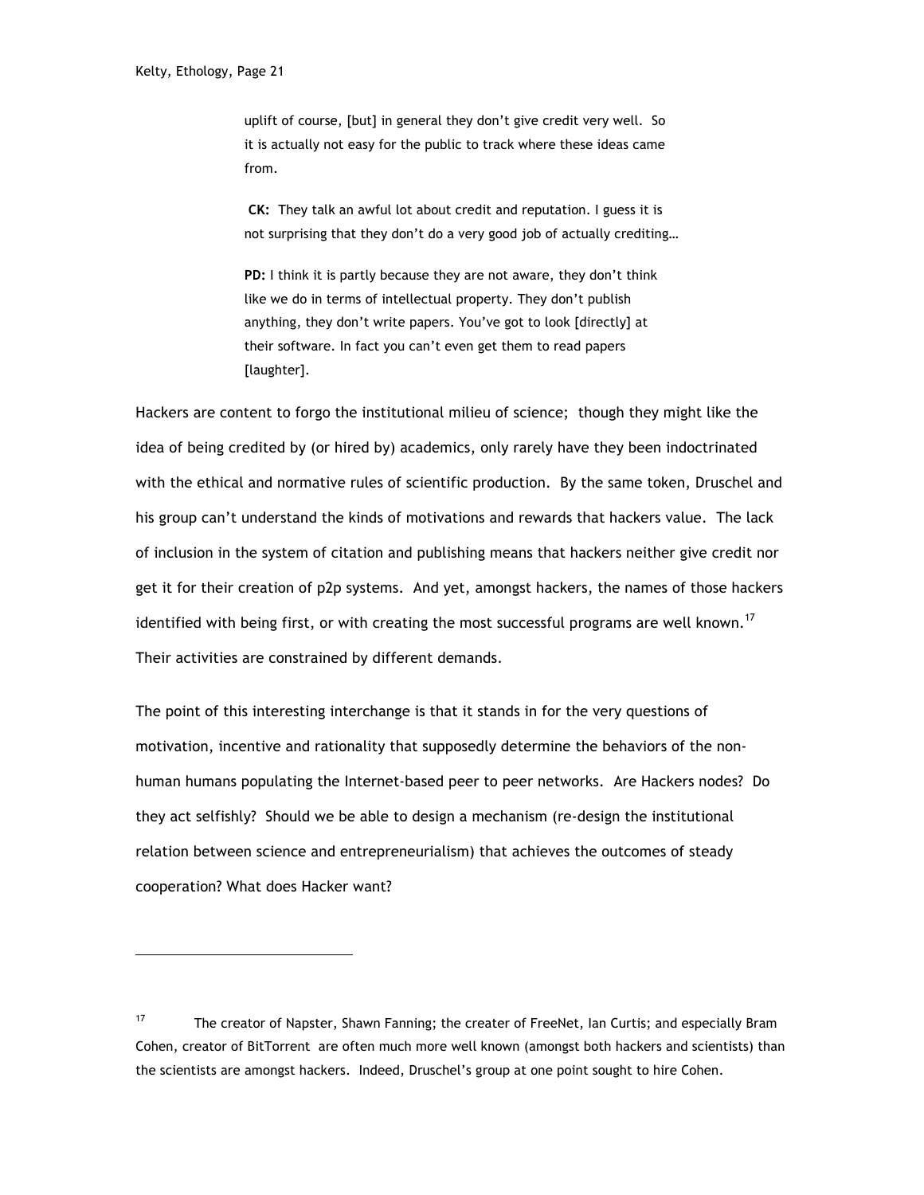> uplift of course, [but] in general they don't give credit very well. So it is actually not easy for the public to track where these ideas came from.
>
> **CK:** They talk an awful lot about credit and reputation. I guess it is not surprising that they don't do a very good job of actually crediting…
>
> **PD:** I think it is partly because they are not aware, they don't think like we do in terms of intellectual property. They don't publish anything, they don't write papers. You've got to look [directly] at their software. In fact you can't even get them to read papers [laughter].

Hackers are content to forgo the institutional milieu of science; though they might like the idea of being credited by (or hired by) academics, only rarely have they been indoctrinated with the ethical and normative rules of scientific production. By the same token, Druschel and his group can't understand the kinds of motivations and rewards that hackers value. The lack of inclusion in the system of citation and publishing means that hackers neither give credit nor get it for their creation of p2p systems. And yet, amongst hackers, the names of those hackers identified with being first, or with creating the most successful programs are well known.[17] Their activities are constrained by different demands.

The point of this interesting interchange is that it stands in for the very questions of motivation, incentive and rationality that supposedly determine the behaviors of the non-human humans populating the Internet-based peer to peer networks. Are Hackers nodes? Do they act selfishly? Should we be able to design a mechanism (re-design the institutional relation between science and entrepreneurialism) that achieves the outcomes of steady cooperation? What does Hacker want?

---

[17] The creator of Napster, Shawn Fanning; the creater of FreeNet, Ian Curtis; and especially Bram Cohen, creator of BitTorrent are often much more well known (amongst both hackers and scientists) than the scientists are amongst hackers. Indeed, Druschel's group at one point sought to hire Cohen.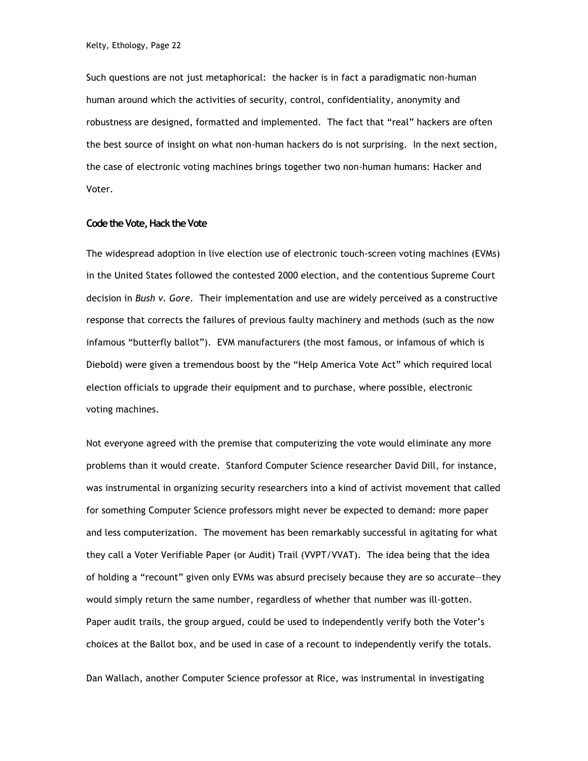Such questions are not just metaphorical: the hacker is in fact a paradigmatic non-human human around which the activities of security, control, confidentiality, anonymity and robustness are designed, formatted and implemented. The fact that "real" hackers are often the best source of insight on what non-human hackers do is not surprising. In the next section, the case of electronic voting machines brings together two non-human humans: Hacker and Voter.

## Code the Vote, Hack the Vote

The widespread adoption in live election use of electronic touch-screen voting machines (EVMs) in the United States followed the contested 2000 election, and the contentious Supreme Court decision in *Bush v. Gore*. Their implementation and use are widely perceived as a constructive response that corrects the failures of previous faulty machinery and methods (such as the now infamous "butterfly ballot"). EVM manufacturers (the most famous, or infamous of which is Diebold) were given a tremendous boost by the "Help America Vote Act" which required local election officials to upgrade their equipment and to purchase, where possible, electronic voting machines.

Not everyone agreed with the premise that computerizing the vote would eliminate any more problems than it would create. Stanford Computer Science researcher David Dill, for instance, was instrumental in organizing security researchers into a kind of activist movement that called for something Computer Science professors might never be expected to demand: more paper and less computerization. The movement has been remarkably successful in agitating for what they call a Voter Verifiable Paper (or Audit) Trail (VVPT/VVAT). The idea being that the idea of holding a "recount" given only EVMs was absurd precisely because they are so accurate—they would simply return the same number, regardless of whether that number was ill-gotten. Paper audit trails, the group argued, could be used to independently verify both the Voter's choices at the Ballot box, and be used in case of a recount to independently verify the totals.

Dan Wallach, another Computer Science professor at Rice, was instrumental in investigating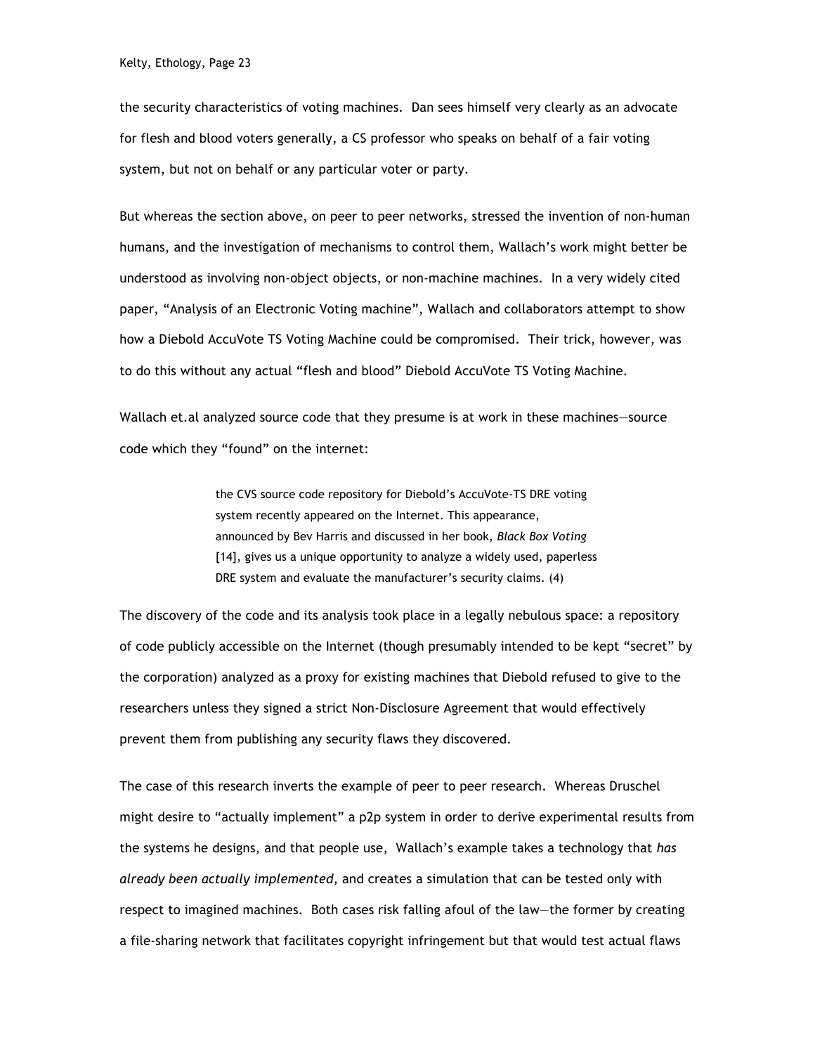the security characteristics of voting machines. Dan sees himself very clearly as an advocate for flesh and blood voters generally, a CS professor who speaks on behalf of a fair voting system, but not on behalf or any particular voter or party.

But whereas the section above, on peer to peer networks, stressed the invention of non-human humans, and the investigation of mechanisms to control them, Wallach's work might better be understood as involving non-object objects, or non-machine machines. In a very widely cited paper, "Analysis of an Electronic Voting machine", Wallach and collaborators attempt to show how a Diebold AccuVote TS Voting Machine could be compromised. Their trick, however, was to do this without any actual "flesh and blood" Diebold AccuVote TS Voting Machine.

Wallach et.al analyzed source code that they presume is at work in these machines—source code which they "found" on the internet:

> the CVS source code repository for Diebold's AccuVote-TS DRE voting system recently appeared on the Internet. This appearance, announced by Bev Harris and discussed in her book, *Black Box Voting* [14], gives us a unique opportunity to analyze a widely used, paperless DRE system and evaluate the manufacturer's security claims. (4)

The discovery of the code and its analysis took place in a legally nebulous space: a repository of code publicly accessible on the Internet (though presumably intended to be kept "secret" by the corporation) analyzed as a proxy for existing machines that Diebold refused to give to the researchers unless they signed a strict Non-Disclosure Agreement that would effectively prevent them from publishing any security flaws they discovered.

The case of this research inverts the example of peer to peer research. Whereas Druschel might desire to "actually implement" a p2p system in order to derive experimental results from the systems he designs, and that people use, Wallach's example takes a technology that *has already been actually implemented,* and creates a simulation that can be tested only with respect to imagined machines. Both cases risk falling afoul of the law—the former by creating a file-sharing network that facilitates copyright infringement but that would test actual flaws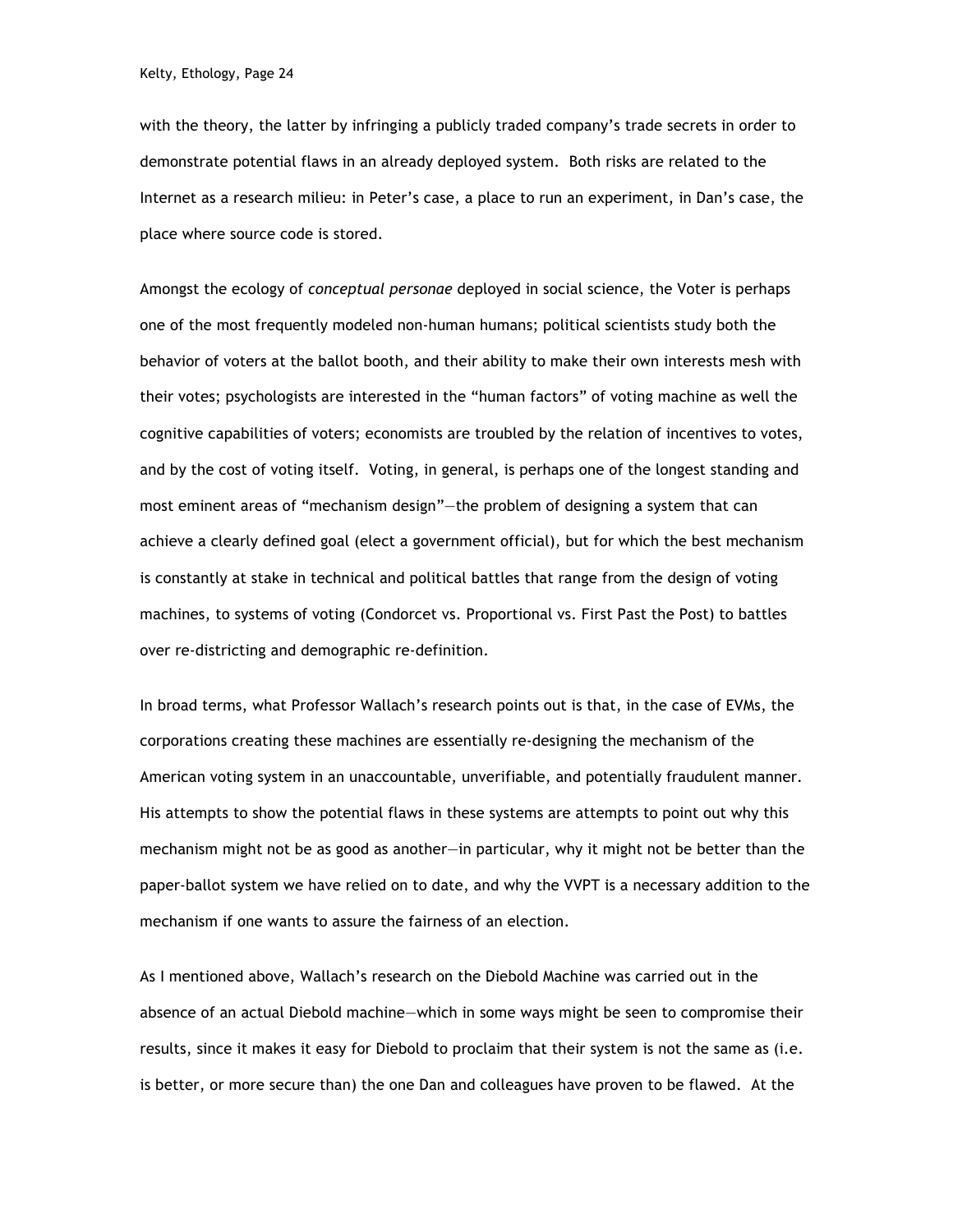with the theory, the latter by infringing a publicly traded company's trade secrets in order to demonstrate potential flaws in an already deployed system. Both risks are related to the Internet as a research milieu: in Peter's case, a place to run an experiment, in Dan's case, the place where source code is stored.

Amongst the ecology of *conceptual personae* deployed in social science, the Voter is perhaps one of the most frequently modeled non-human humans; political scientists study both the behavior of voters at the ballot booth, and their ability to make their own interests mesh with their votes; psychologists are interested in the "human factors" of voting machine as well the cognitive capabilities of voters; economists are troubled by the relation of incentives to votes, and by the cost of voting itself. Voting, in general, is perhaps one of the longest standing and most eminent areas of "mechanism design"—the problem of designing a system that can achieve a clearly defined goal (elect a government official), but for which the best mechanism is constantly at stake in technical and political battles that range from the design of voting machines, to systems of voting (Condorcet vs. Proportional vs. First Past the Post) to battles over re-districting and demographic re-definition.

In broad terms, what Professor Wallach's research points out is that, in the case of EVMs, the corporations creating these machines are essentially re-designing the mechanism of the American voting system in an unaccountable, unverifiable, and potentially fraudulent manner. His attempts to show the potential flaws in these systems are attempts to point out why this mechanism might not be as good as another—in particular, why it might not be better than the paper-ballot system we have relied on to date, and why the VVPT is a necessary addition to the mechanism if one wants to assure the fairness of an election.

As I mentioned above, Wallach's research on the Diebold Machine was carried out in the absence of an actual Diebold machine—which in some ways might be seen to compromise their results, since it makes it easy for Diebold to proclaim that their system is not the same as (i.e. is better, or more secure than) the one Dan and colleagues have proven to be flawed. At the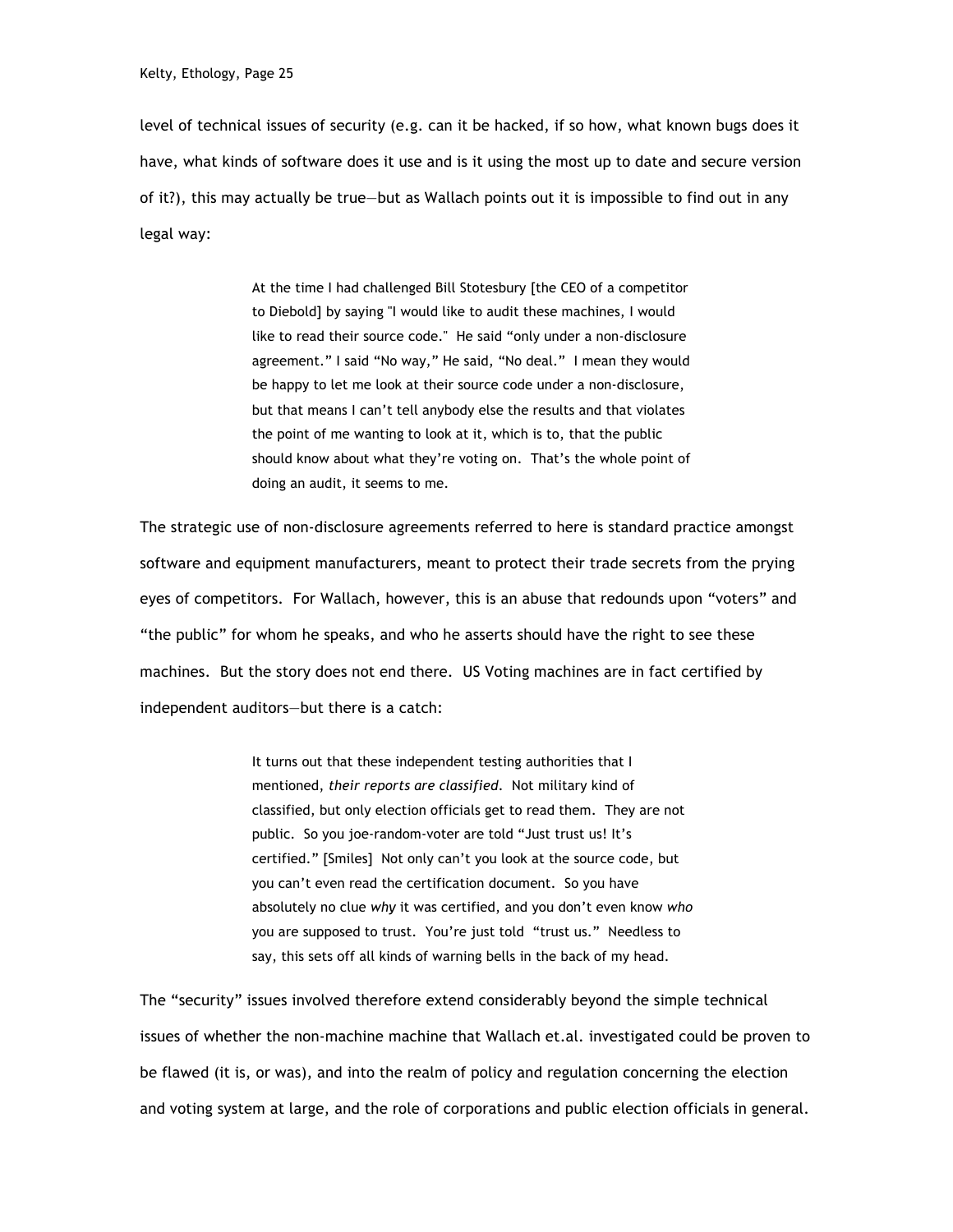level of technical issues of security (e.g. can it be hacked, if so how, what known bugs does it have, what kinds of software does it use and is it using the most up to date and secure version of it?), this may actually be true—but as Wallach points out it is impossible to find out in any legal way:

> At the time I had challenged Bill Stotesbury [the CEO of a competitor to Diebold] by saying "I would like to audit these machines, I would like to read their source code." He said "only under a non-disclosure agreement." I said "No way," He said, "No deal." I mean they would be happy to let me look at their source code under a non-disclosure, but that means I can't tell anybody else the results and that violates the point of me wanting to look at it, which is to, that the public should know about what they're voting on. That's the whole point of doing an audit, it seems to me.

The strategic use of non-disclosure agreements referred to here is standard practice amongst software and equipment manufacturers, meant to protect their trade secrets from the prying eyes of competitors. For Wallach, however, this is an abuse that redounds upon "voters" and "the public" for whom he speaks, and who he asserts should have the right to see these machines. But the story does not end there. US Voting machines are in fact certified by independent auditors—but there is a catch:

> It turns out that these independent testing authorities that I mentioned, *their reports are classified*. Not military kind of classified, but only election officials get to read them. They are not public. So you joe-random-voter are told "Just trust us! It's certified." [Smiles] Not only can't you look at the source code, but you can't even read the certification document. So you have absolutely no clue *why* it was certified, and you don't even know *who* you are supposed to trust. You're just told "trust us." Needless to say, this sets off all kinds of warning bells in the back of my head.

The "security" issues involved therefore extend considerably beyond the simple technical issues of whether the non-machine machine that Wallach et.al. investigated could be proven to be flawed (it is, or was), and into the realm of policy and regulation concerning the election and voting system at large, and the role of corporations and public election officials in general.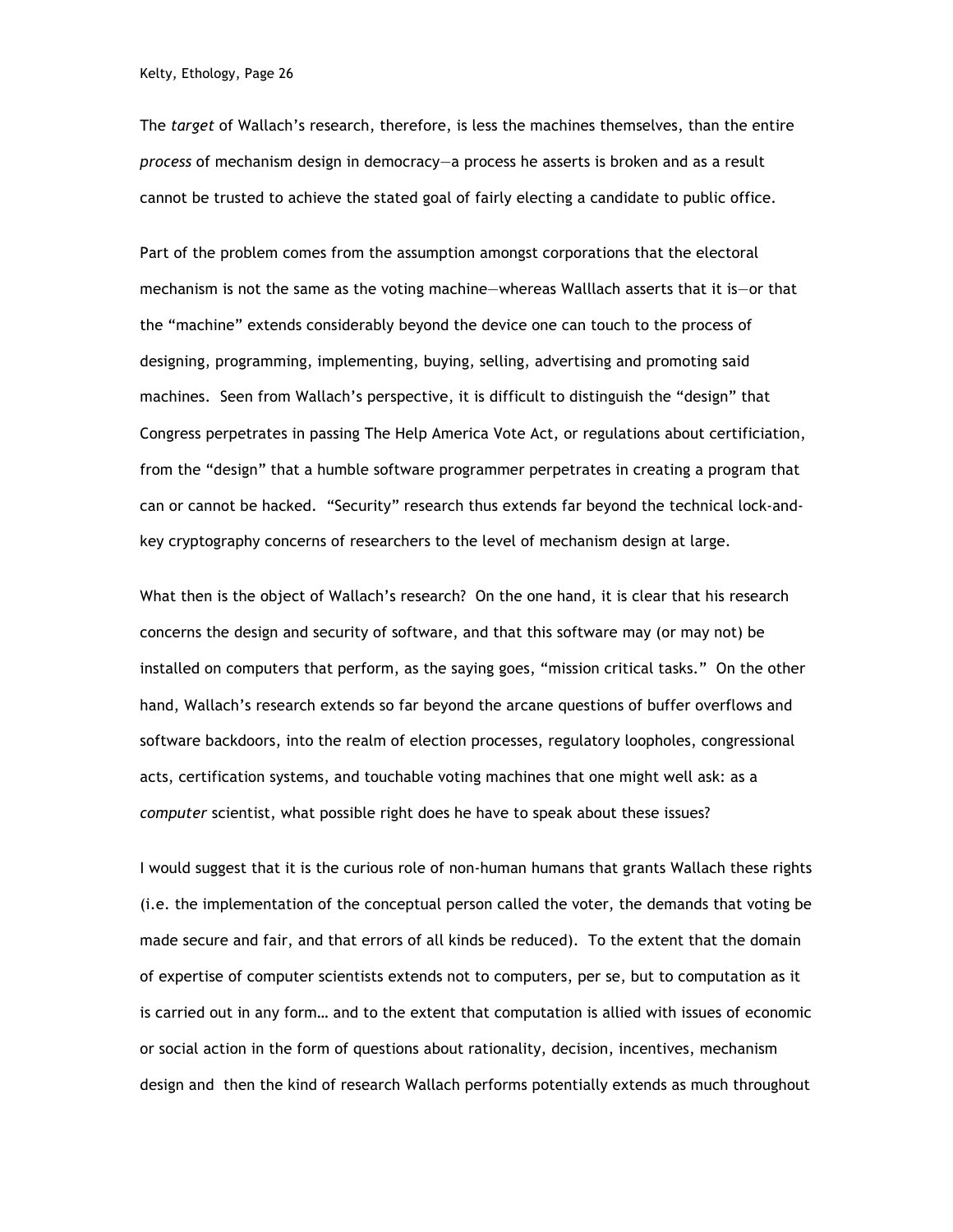The *target* of Wallach's research, therefore, is less the machines themselves, than the entire *process* of mechanism design in democracy—a process he asserts is broken and as a result cannot be trusted to achieve the stated goal of fairly electing a candidate to public office.

Part of the problem comes from the assumption amongst corporations that the electoral mechanism is not the same as the voting machine—whereas Walllach asserts that it is—or that the "machine" extends considerably beyond the device one can touch to the process of designing, programming, implementing, buying, selling, advertising and promoting said machines. Seen from Wallach's perspective, it is difficult to distinguish the "design" that Congress perpetrates in passing The Help America Vote Act, or regulations about certificiation, from the "design" that a humble software programmer perpetrates in creating a program that can or cannot be hacked. "Security" research thus extends far beyond the technical lock-and-key cryptography concerns of researchers to the level of mechanism design at large.

What then is the object of Wallach's research? On the one hand, it is clear that his research concerns the design and security of software, and that this software may (or may not) be installed on computers that perform, as the saying goes, "mission critical tasks." On the other hand, Wallach's research extends so far beyond the arcane questions of buffer overflows and software backdoors, into the realm of election processes, regulatory loopholes, congressional acts, certification systems, and touchable voting machines that one might well ask: as a *computer* scientist, what possible right does he have to speak about these issues?

I would suggest that it is the curious role of non-human humans that grants Wallach these rights (i.e. the implementation of the conceptual person called the voter, the demands that voting be made secure and fair, and that errors of all kinds be reduced). To the extent that the domain of expertise of computer scientists extends not to computers, per se, but to computation as it is carried out in any form… and to the extent that computation is allied with issues of economic or social action in the form of questions about rationality, decision, incentives, mechanism design and then the kind of research Wallach performs potentially extends as much throughout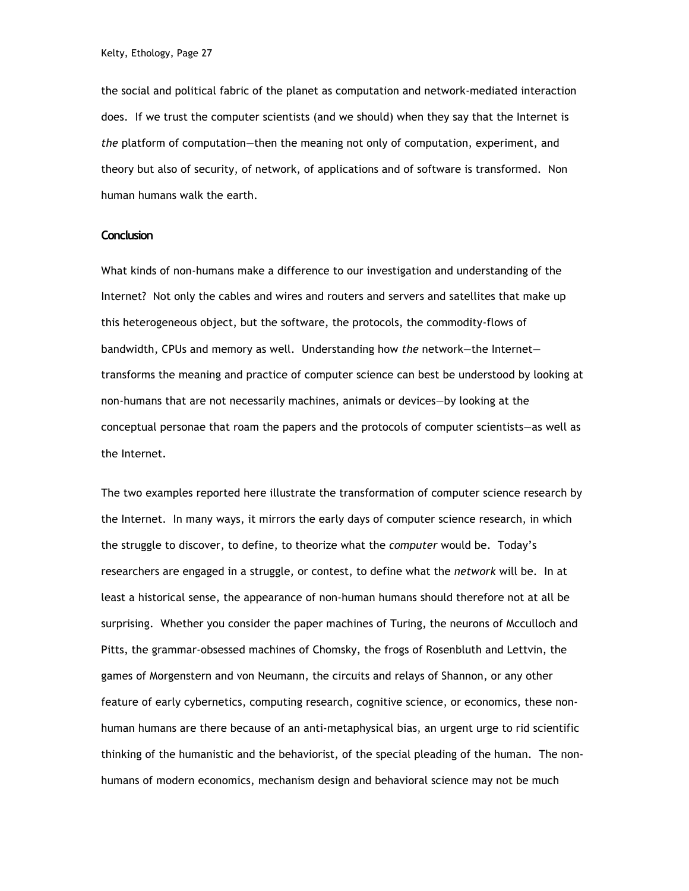the social and political fabric of the planet as computation and network-mediated interaction does. If we trust the computer scientists (and we should) when they say that the Internet is *the* platform of computation—then the meaning not only of computation, experiment, and theory but also of security, of network, of applications and of software is transformed. Non human humans walk the earth.

## Conclusion

What kinds of non-humans make a difference to our investigation and understanding of the Internet? Not only the cables and wires and routers and servers and satellites that make up this heterogeneous object, but the software, the protocols, the commodity-flows of bandwidth, CPUs and memory as well. Understanding how *the* network—the Internet—transforms the meaning and practice of computer science can best be understood by looking at non-humans that are not necessarily machines, animals or devices—by looking at the conceptual personae that roam the papers and the protocols of computer scientists—as well as the Internet.

The two examples reported here illustrate the transformation of computer science research by the Internet. In many ways, it mirrors the early days of computer science research, in which the struggle to discover, to define, to theorize what the *computer* would be. Today's researchers are engaged in a struggle, or contest, to define what the *network* will be. In at least a historical sense, the appearance of non-human humans should therefore not at all be surprising. Whether you consider the paper machines of Turing, the neurons of Mcculloch and Pitts, the grammar-obsessed machines of Chomsky, the frogs of Rosenbluth and Lettvin, the games of Morgenstern and von Neumann, the circuits and relays of Shannon, or any other feature of early cybernetics, computing research, cognitive science, or economics, these non-human humans are there because of an anti-metaphysical bias, an urgent urge to rid scientific thinking of the humanistic and the behaviorist, of the special pleading of the human. The non-humans of modern economics, mechanism design and behavioral science may not be much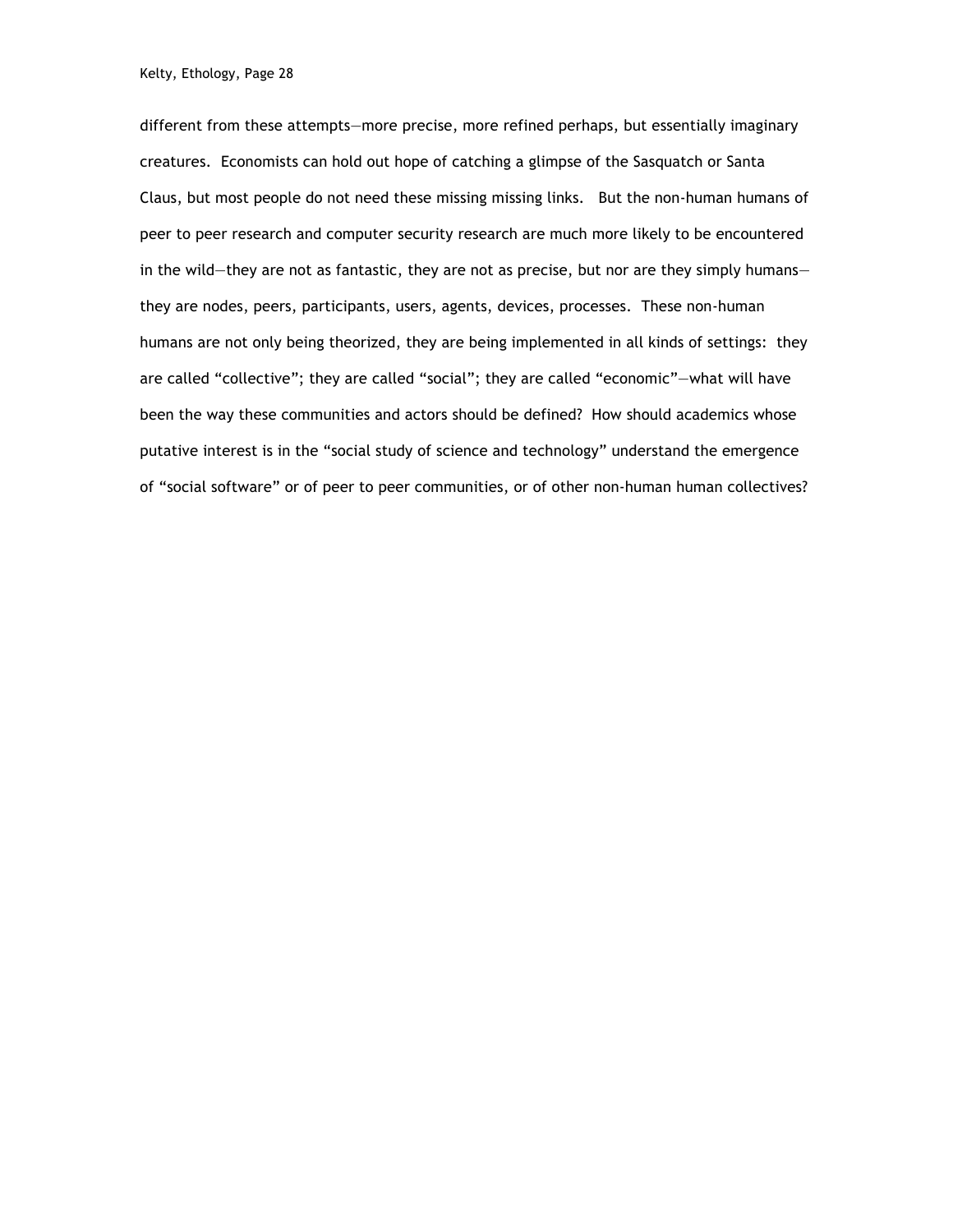different from these attempts—more precise, more refined perhaps, but essentially imaginary creatures. Economists can hold out hope of catching a glimpse of the Sasquatch or Santa Claus, but most people do not need these missing missing links. But the non-human humans of peer to peer research and computer security research are much more likely to be encountered in the wild—they are not as fantastic, they are not as precise, but nor are they simply humans—they are nodes, peers, participants, users, agents, devices, processes. These non-human humans are not only being theorized, they are being implemented in all kinds of settings: they are called "collective"; they are called "social"; they are called "economic"—what will have been the way these communities and actors should be defined? How should academics whose putative interest is in the "social study of science and technology" understand the emergence of "social software" or of peer to peer communities, or of other non-human human collectives?